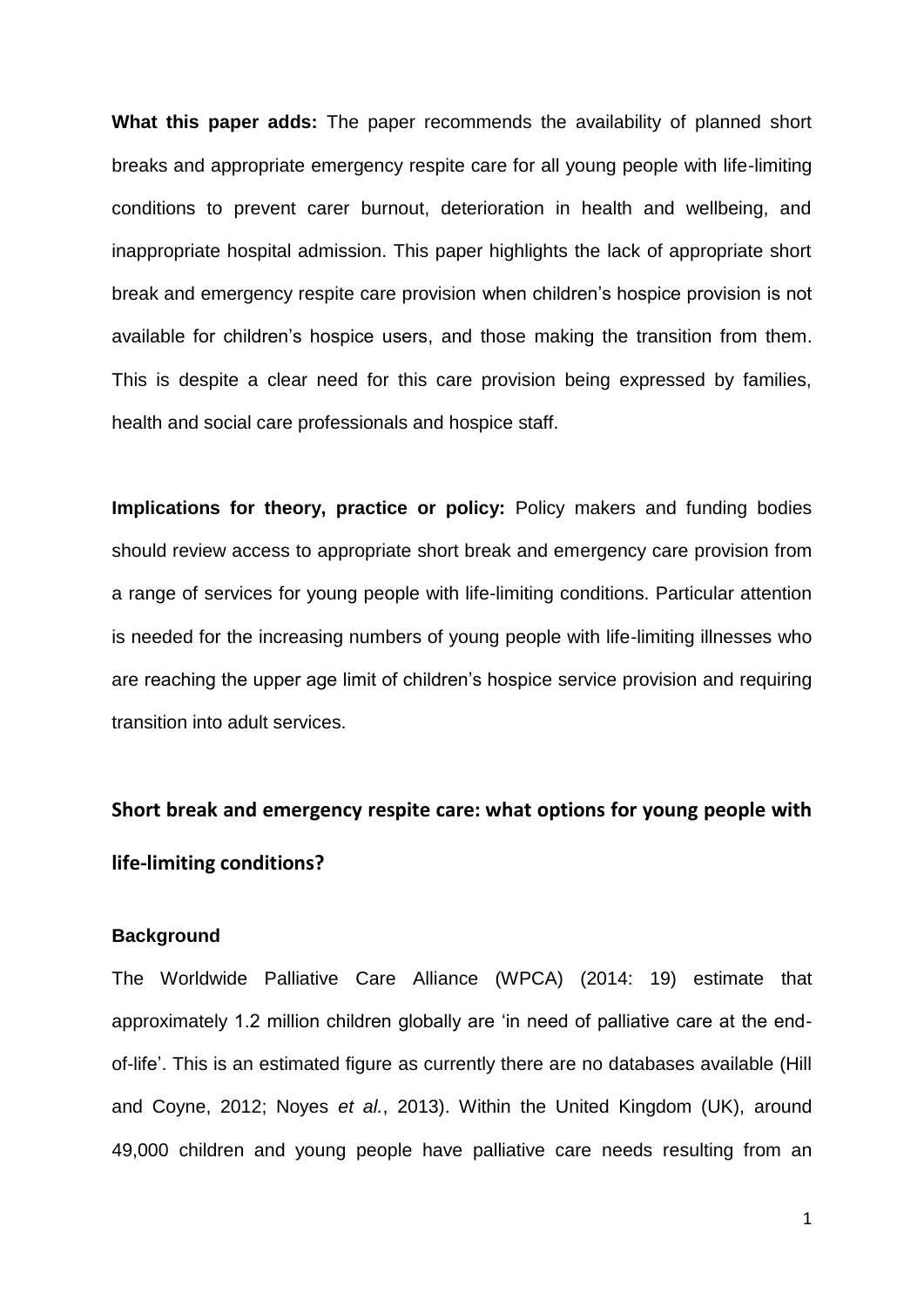**What this paper adds:** The paper recommends the availability of planned short breaks and appropriate emergency respite care for all young people with life-limiting conditions to prevent carer burnout, deterioration in health and wellbeing, and inappropriate hospital admission. This paper highlights the lack of appropriate short break and emergency respite care provision when children's hospice provision is not available for children's hospice users, and those making the transition from them. This is despite a clear need for this care provision being expressed by families, health and social care professionals and hospice staff.

**Implications for theory, practice or policy:** Policy makers and funding bodies should review access to appropriate short break and emergency care provision from a range of services for young people with life-limiting conditions. Particular attention is needed for the increasing numbers of young people with life-limiting illnesses who are reaching the upper age limit of children's hospice service provision and requiring transition into adult services.

# Short break and emergency respite care: what options for young people with life-limiting conditions?

### Background

The Worldwide Palliative Care Alliance (WPCA) (2014: 19) estimate that approximately 1.2 million children globally are 'in need of palliative care at the end-of-life'. This is an estimated figure as currently there are no databases available (Hill and Coyne, 2012; Noyes *et al.*, 2013). Within the United Kingdom (UK), around 49,000 children and young people have palliative care needs resulting from an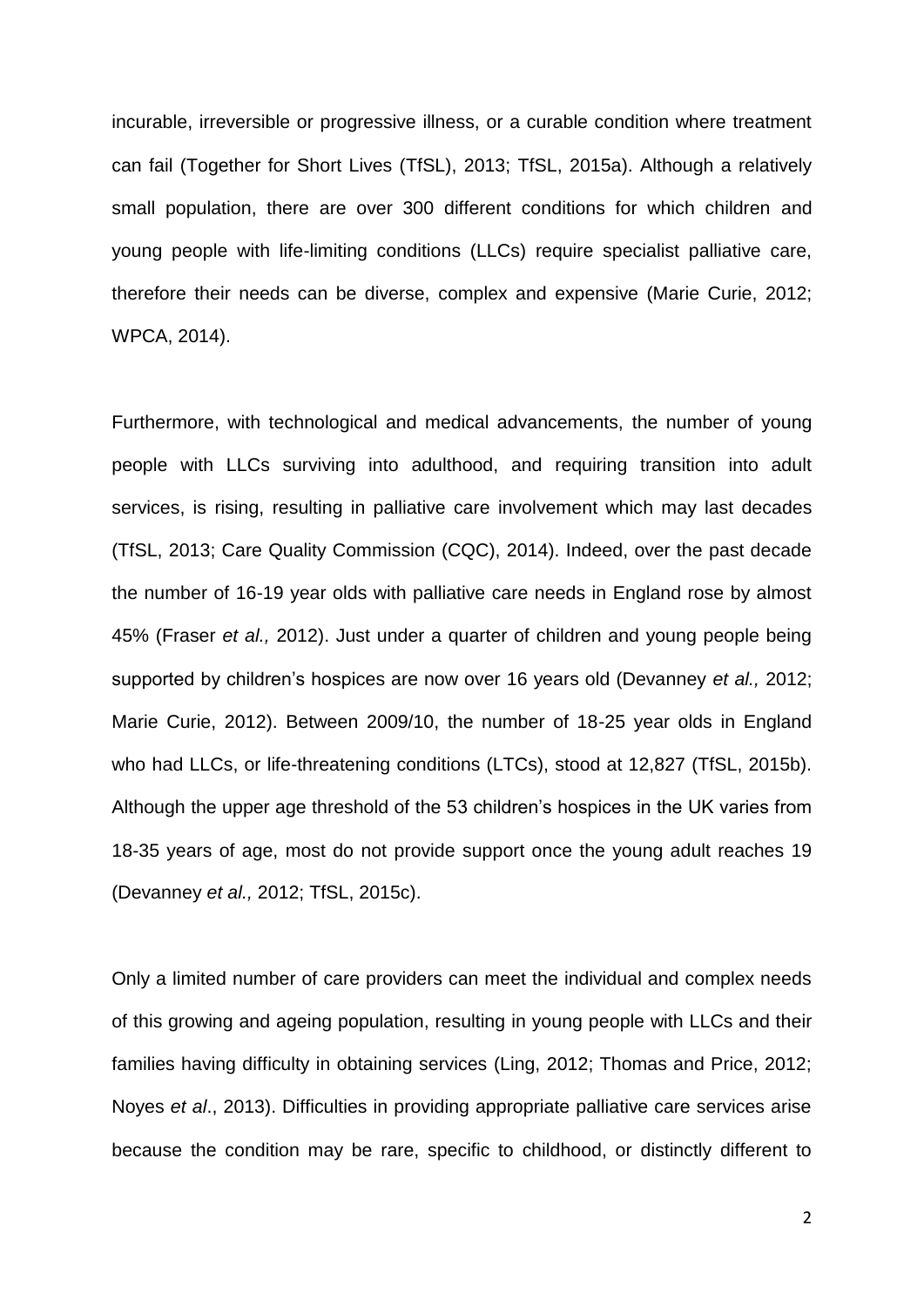incurable, irreversible or progressive illness, or a curable condition where treatment can fail (Together for Short Lives (TfSL), 2013; TfSL, 2015a). Although a relatively small population, there are over 300 different conditions for which children and young people with life-limiting conditions (LLCs) require specialist palliative care, therefore their needs can be diverse, complex and expensive (Marie Curie, 2012; WPCA, 2014).

Furthermore, with technological and medical advancements, the number of young people with LLCs surviving into adulthood, and requiring transition into adult services, is rising, resulting in palliative care involvement which may last decades (TfSL, 2013; Care Quality Commission (CQC), 2014). Indeed, over the past decade the number of 16-19 year olds with palliative care needs in England rose by almost 45% (Fraser *et al.,* 2012). Just under a quarter of children and young people being supported by children's hospices are now over 16 years old (Devanney *et al.,* 2012; Marie Curie, 2012). Between 2009/10, the number of 18-25 year olds in England who had LLCs, or life-threatening conditions (LTCs), stood at 12,827 (TfSL, 2015b). Although the upper age threshold of the 53 children's hospices in the UK varies from 18-35 years of age, most do not provide support once the young adult reaches 19 (Devanney *et al.,* 2012; TfSL, 2015c).

Only a limited number of care providers can meet the individual and complex needs of this growing and ageing population, resulting in young people with LLCs and their families having difficulty in obtaining services (Ling, 2012; Thomas and Price, 2012; Noyes *et al*., 2013). Difficulties in providing appropriate palliative care services arise because the condition may be rare, specific to childhood, or distinctly different to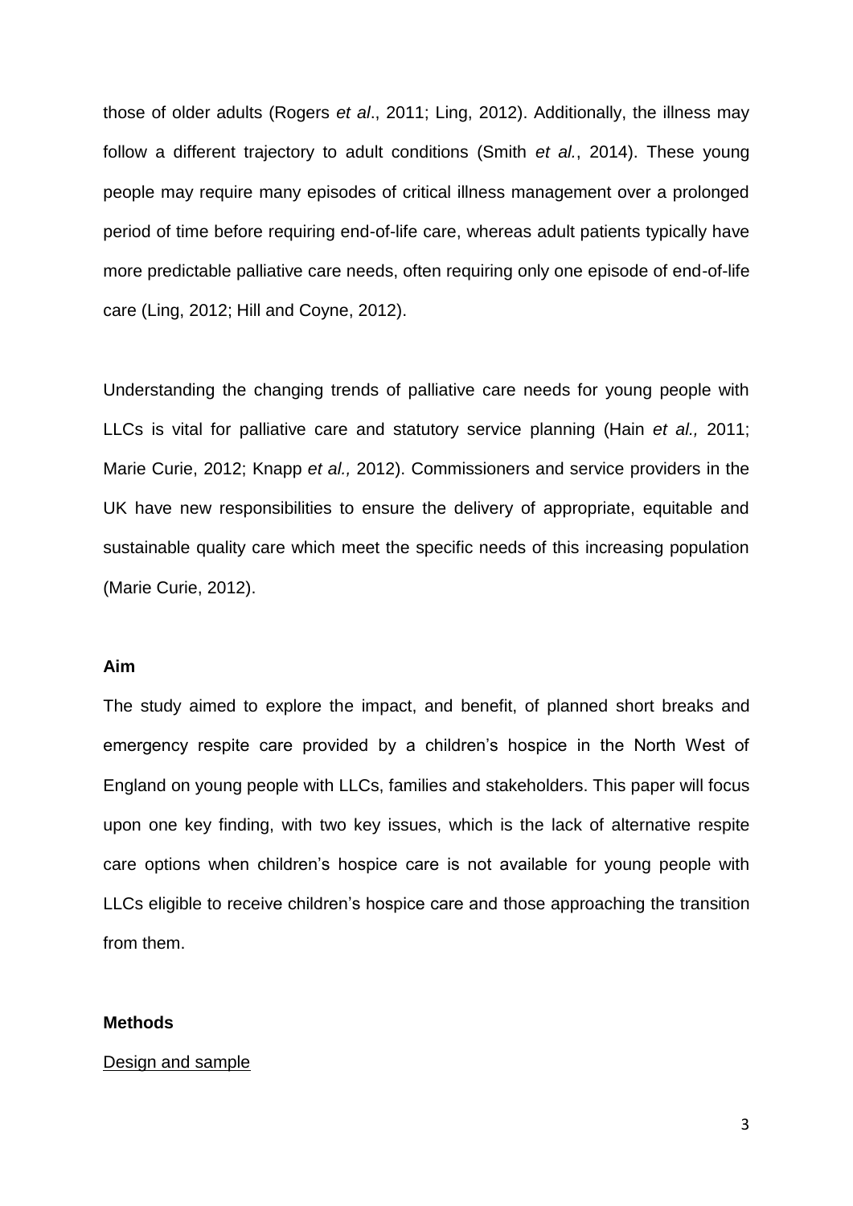those of older adults (Rogers *et al*., 2011; Ling, 2012). Additionally, the illness may follow a different trajectory to adult conditions (Smith *et al.*, 2014). These young people may require many episodes of critical illness management over a prolonged period of time before requiring end-of-life care, whereas adult patients typically have more predictable palliative care needs, often requiring only one episode of end-of-life care (Ling, 2012; Hill and Coyne, 2012).

Understanding the changing trends of palliative care needs for young people with LLCs is vital for palliative care and statutory service planning (Hain *et al.,* 2011; Marie Curie, 2012; Knapp *et al.,* 2012). Commissioners and service providers in the UK have new responsibilities to ensure the delivery of appropriate, equitable and sustainable quality care which meet the specific needs of this increasing population (Marie Curie, 2012).

**Aim**

The study aimed to explore the impact, and benefit, of planned short breaks and emergency respite care provided by a children's hospice in the North West of England on young people with LLCs, families and stakeholders. This paper will focus upon one key finding, with two key issues, which is the lack of alternative respite care options when children's hospice care is not available for young people with LLCs eligible to receive children's hospice care and those approaching the transition from them.

**Methods**

Design and sample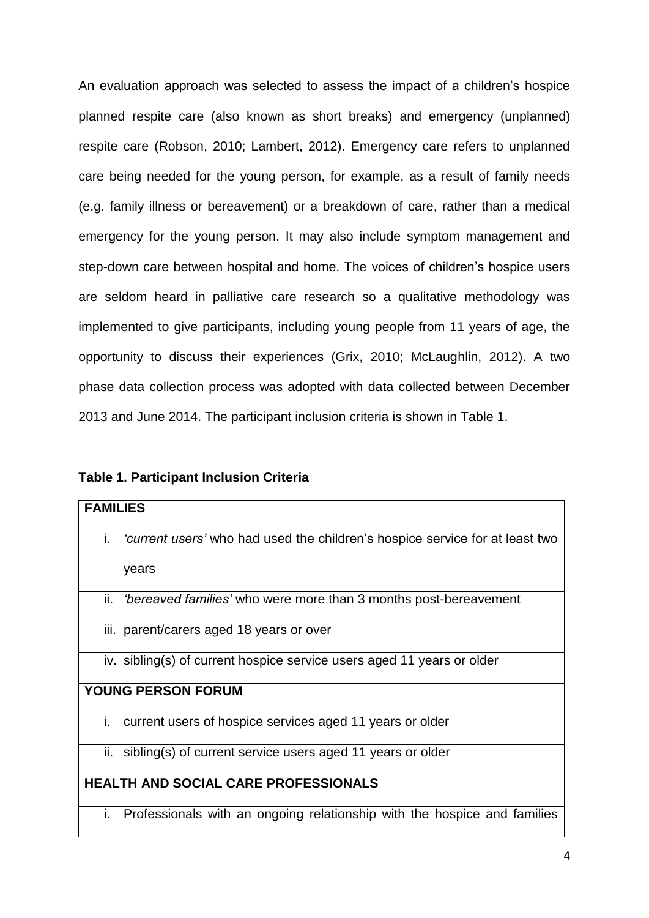An evaluation approach was selected to assess the impact of a children's hospice planned respite care (also known as short breaks) and emergency (unplanned) respite care (Robson, 2010; Lambert, 2012). Emergency care refers to unplanned care being needed for the young person, for example, as a result of family needs (e.g. family illness or bereavement) or a breakdown of care, rather than a medical emergency for the young person. It may also include symptom management and step-down care between hospital and home. The voices of children's hospice users are seldom heard in palliative care research so a qualitative methodology was implemented to give participants, including young people from 11 years of age, the opportunity to discuss their experiences (Grix, 2010; McLaughlin, 2012). A two phase data collection process was adopted with data collected between December 2013 and June 2014. The participant inclusion criteria is shown in Table 1.

**Table 1. Participant Inclusion Criteria**

| **FAMILIES** |
|---|
| i. *'current users'* who had used the children's hospice service for at least two years |
| ii. *'bereaved families'* who were more than 3 months post-bereavement |
| iii. parent/carers aged 18 years or over |
| iv. sibling(s) of current hospice service users aged 11 years or older |
| **YOUNG PERSON FORUM** |
| i. current users of hospice services aged 11 years or older |
| ii. sibling(s) of current service users aged 11 years or older |
| **HEALTH AND SOCIAL CARE PROFESSIONALS** |
| i. Professionals with an ongoing relationship with the hospice and families |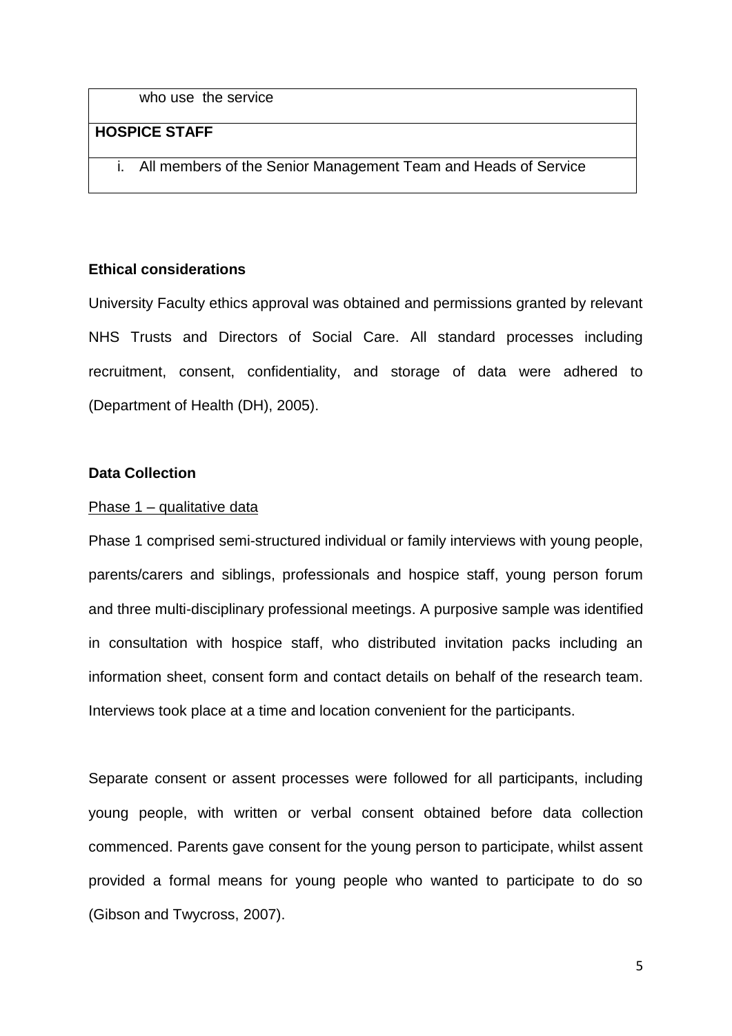| who use the service |
|---|
| **HOSPICE STAFF** |
| i. All members of the Senior Management Team and Heads of Service |

**Ethical considerations**

University Faculty ethics approval was obtained and permissions granted by relevant NHS Trusts and Directors of Social Care. All standard processes including recruitment, consent, confidentiality, and storage of data were adhered to (Department of Health (DH), 2005).

**Data Collection**

Phase 1 – qualitative data

Phase 1 comprised semi-structured individual or family interviews with young people, parents/carers and siblings, professionals and hospice staff, young person forum and three multi-disciplinary professional meetings. A purposive sample was identified in consultation with hospice staff, who distributed invitation packs including an information sheet, consent form and contact details on behalf of the research team. Interviews took place at a time and location convenient for the participants.

Separate consent or assent processes were followed for all participants, including young people, with written or verbal consent obtained before data collection commenced. Parents gave consent for the young person to participate, whilst assent provided a formal means for young people who wanted to participate to do so (Gibson and Twycross, 2007).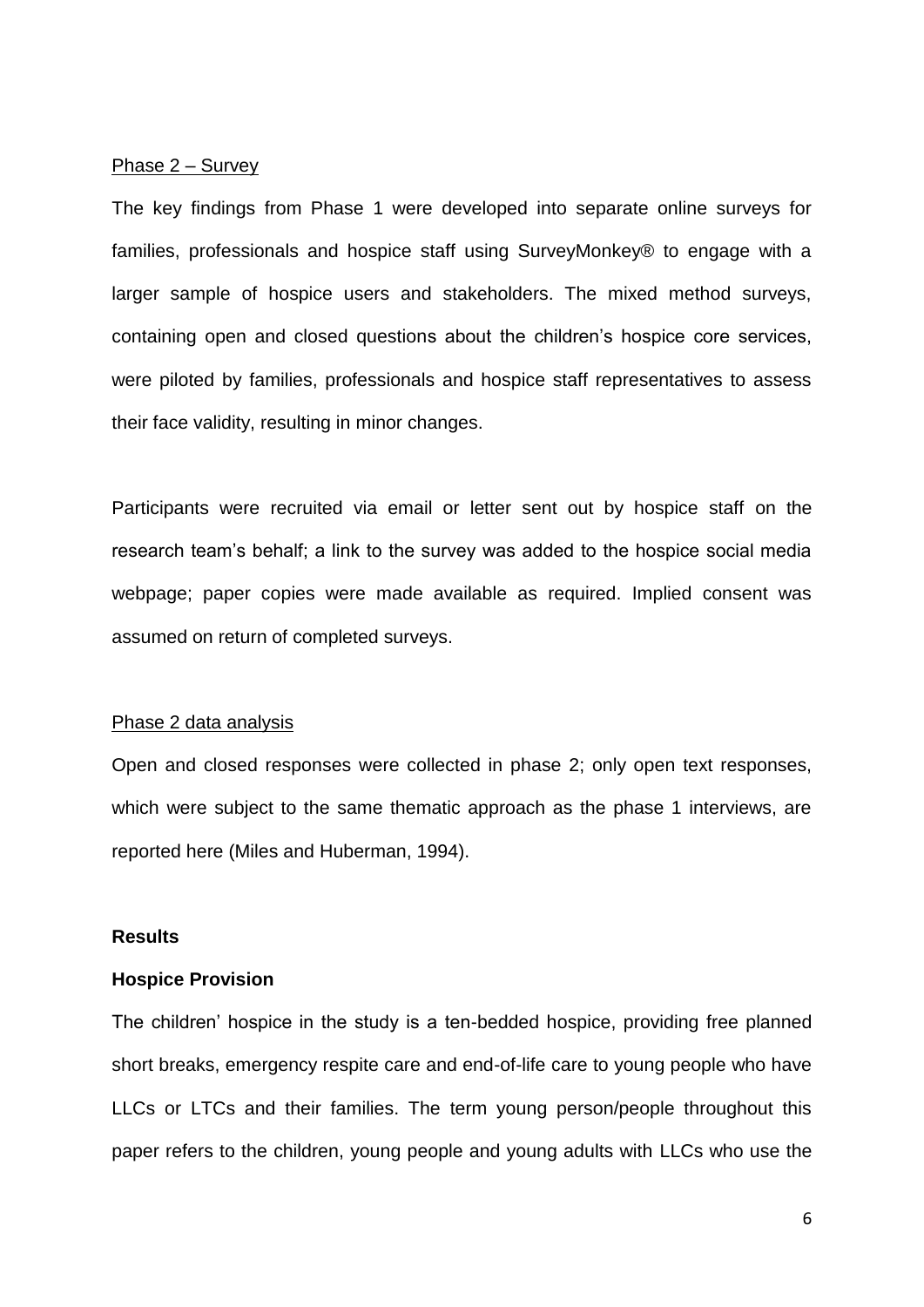Phase 2 – Survey

The key findings from Phase 1 were developed into separate online surveys for families, professionals and hospice staff using SurveyMonkey® to engage with a larger sample of hospice users and stakeholders. The mixed method surveys, containing open and closed questions about the children's hospice core services, were piloted by families, professionals and hospice staff representatives to assess their face validity, resulting in minor changes.

Participants were recruited via email or letter sent out by hospice staff on the research team's behalf; a link to the survey was added to the hospice social media webpage; paper copies were made available as required. Implied consent was assumed on return of completed surveys.

Phase 2 data analysis

Open and closed responses were collected in phase 2; only open text responses, which were subject to the same thematic approach as the phase 1 interviews, are reported here (Miles and Huberman, 1994).

## Results

### Hospice Provision

The children' hospice in the study is a ten-bedded hospice, providing free planned short breaks, emergency respite care and end-of-life care to young people who have LLCs or LTCs and their families. The term young person/people throughout this paper refers to the children, young people and young adults with LLCs who use the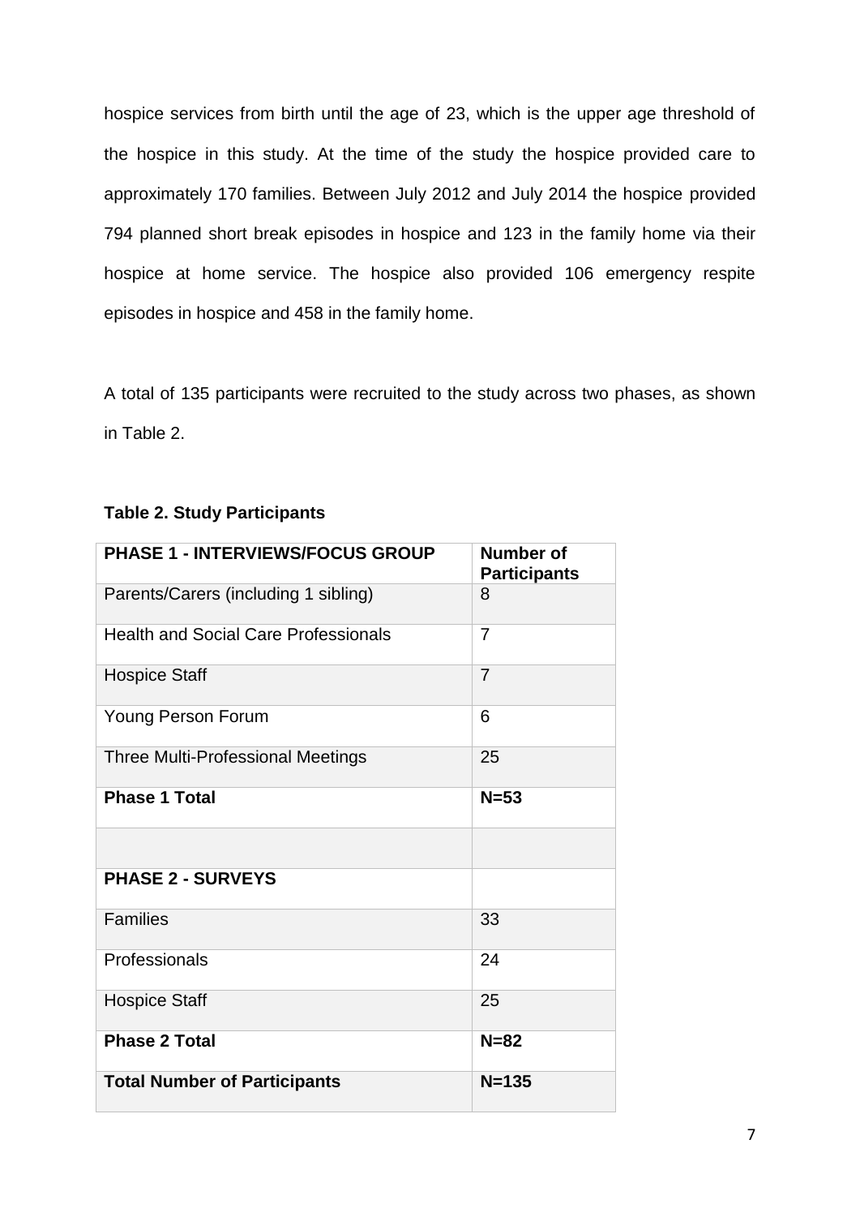hospice services from birth until the age of 23, which is the upper age threshold of the hospice in this study. At the time of the study the hospice provided care to approximately 170 families. Between July 2012 and July 2014 the hospice provided 794 planned short break episodes in hospice and 123 in the family home via their hospice at home service. The hospice also provided 106 emergency respite episodes in hospice and 458 in the family home.

A total of 135 participants were recruited to the study across two phases, as shown in Table 2.

**Table 2. Study Participants**

| **PHASE 1 - INTERVIEWS/FOCUS GROUP** | **Number of Participants** |
|---|---|
| Parents/Carers (including 1 sibling) | 8 |
| Health and Social Care Professionals | 7 |
| Hospice Staff | 7 |
| Young Person Forum | 6 |
| Three Multi-Professional Meetings | 25 |
| **Phase 1 Total** | **N=53** |
| | |
| **PHASE 2 - SURVEYS** | |
| Families | 33 |
| Professionals | 24 |
| Hospice Staff | 25 |
| **Phase 2 Total** | **N=82** |
| **Total Number of Participants** | **N=135** |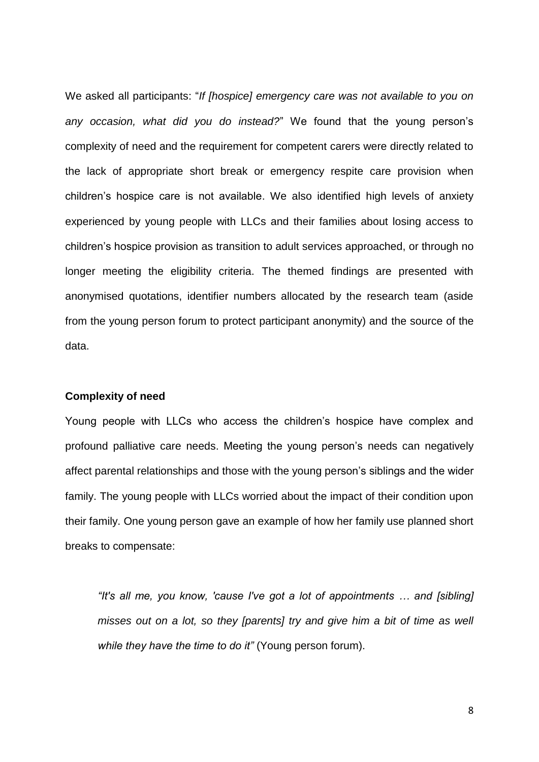We asked all participants: "*If [hospice] emergency care was not available to you on any occasion, what did you do instead?*" We found that the young person's complexity of need and the requirement for competent carers were directly related to the lack of appropriate short break or emergency respite care provision when children's hospice care is not available. We also identified high levels of anxiety experienced by young people with LLCs and their families about losing access to children's hospice provision as transition to adult services approached, or through no longer meeting the eligibility criteria. The themed findings are presented with anonymised quotations, identifier numbers allocated by the research team (aside from the young person forum to protect participant anonymity) and the source of the data.

**Complexity of need**

Young people with LLCs who access the children's hospice have complex and profound palliative care needs. Meeting the young person's needs can negatively affect parental relationships and those with the young person's siblings and the wider family. The young people with LLCs worried about the impact of their condition upon their family. One young person gave an example of how her family use planned short breaks to compensate:

> *"It's all me, you know, 'cause I've got a lot of appointments … and [sibling] misses out on a lot, so they [parents] try and give him a bit of time as well while they have the time to do it"* (Young person forum).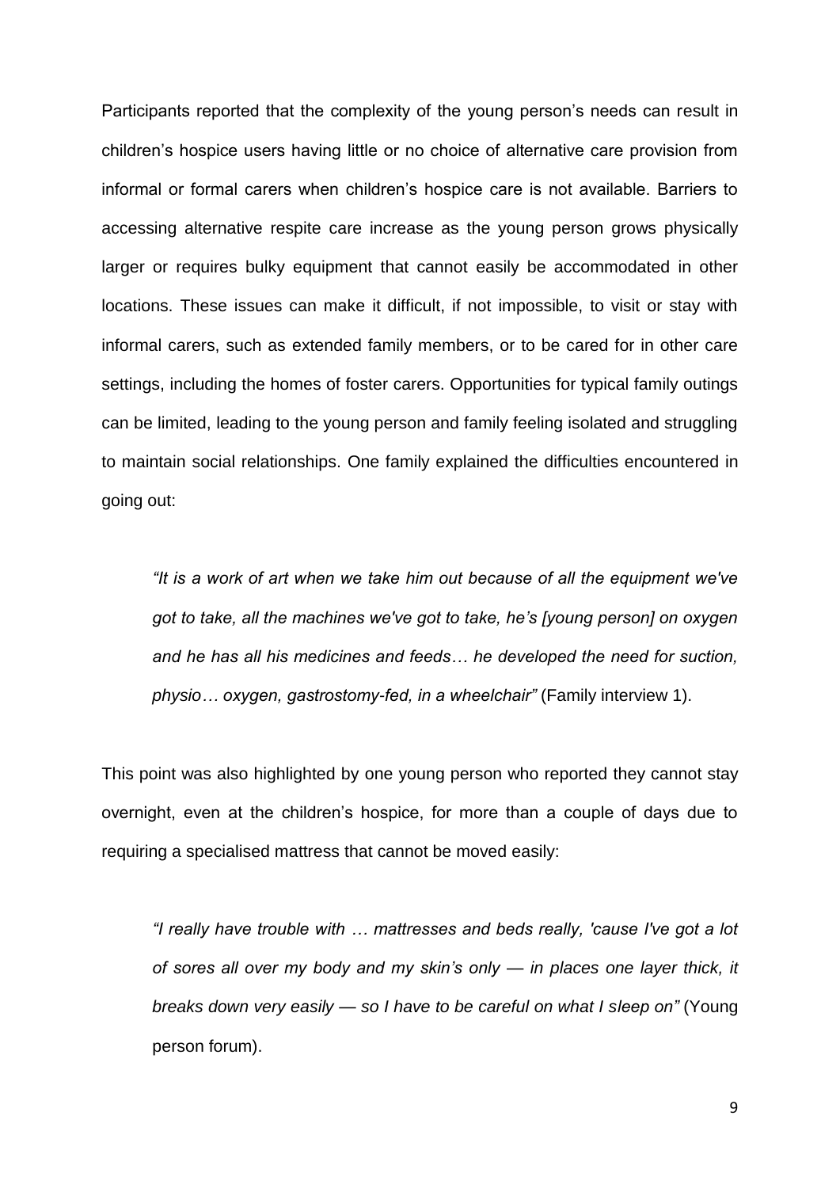Participants reported that the complexity of the young person's needs can result in children's hospice users having little or no choice of alternative care provision from informal or formal carers when children's hospice care is not available. Barriers to accessing alternative respite care increase as the young person grows physically larger or requires bulky equipment that cannot easily be accommodated in other locations. These issues can make it difficult, if not impossible, to visit or stay with informal carers, such as extended family members, or to be cared for in other care settings, including the homes of foster carers. Opportunities for typical family outings can be limited, leading to the young person and family feeling isolated and struggling to maintain social relationships. One family explained the difficulties encountered in going out:

> *"It is a work of art when we take him out because of all the equipment we've got to take, all the machines we've got to take, he's [young person] on oxygen and he has all his medicines and feeds… he developed the need for suction, physio… oxygen, gastrostomy-fed, in a wheelchair"* (Family interview 1).

This point was also highlighted by one young person who reported they cannot stay overnight, even at the children's hospice, for more than a couple of days due to requiring a specialised mattress that cannot be moved easily:

> *"I really have trouble with … mattresses and beds really, 'cause I've got a lot of sores all over my body and my skin's only — in places one layer thick, it breaks down very easily — so I have to be careful on what I sleep on"* (Young person forum).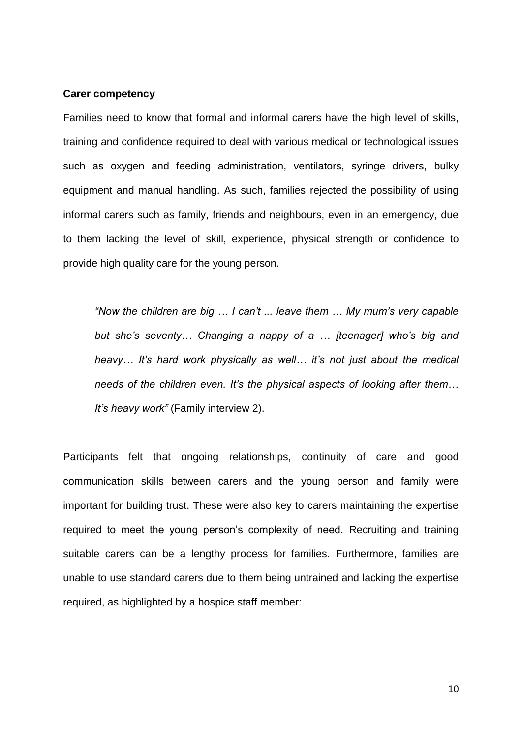**Carer competency**

Families need to know that formal and informal carers have the high level of skills, training and confidence required to deal with various medical or technological issues such as oxygen and feeding administration, ventilators, syringe drivers, bulky equipment and manual handling. As such, families rejected the possibility of using informal carers such as family, friends and neighbours, even in an emergency, due to them lacking the level of skill, experience, physical strength or confidence to provide high quality care for the young person.

> *"Now the children are big … I can't ... leave them … My mum's very capable but she's seventy… Changing a nappy of a … [teenager] who's big and heavy… It's hard work physically as well… it's not just about the medical needs of the children even. It's the physical aspects of looking after them… It's heavy work"* (Family interview 2).

Participants felt that ongoing relationships, continuity of care and good communication skills between carers and the young person and family were important for building trust. These were also key to carers maintaining the expertise required to meet the young person's complexity of need. Recruiting and training suitable carers can be a lengthy process for families. Furthermore, families are unable to use standard carers due to them being untrained and lacking the expertise required, as highlighted by a hospice staff member: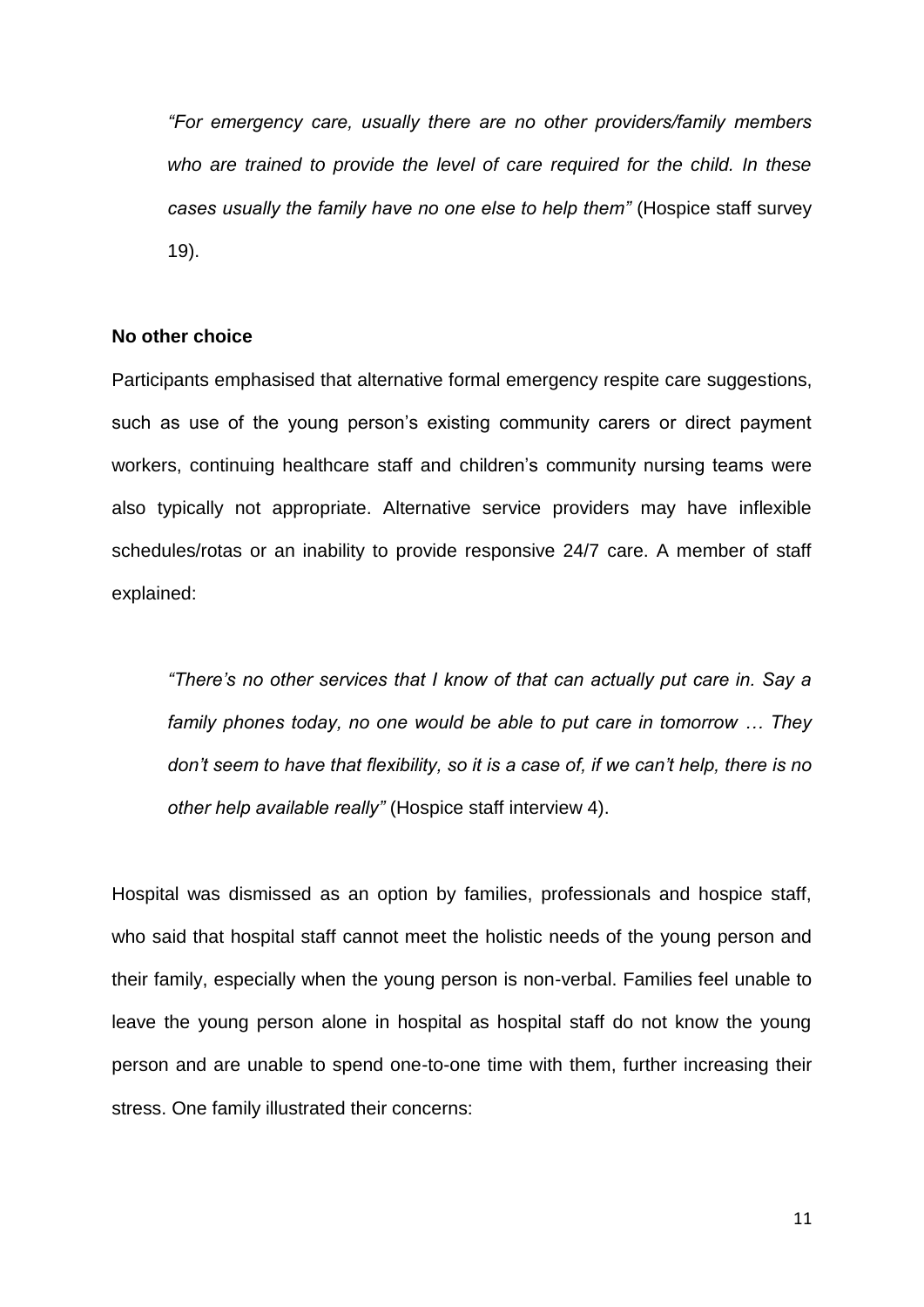> *"For emergency care, usually there are no other providers/family members who are trained to provide the level of care required for the child. In these cases usually the family have no one else to help them"* (Hospice staff survey 19).

**No other choice**

Participants emphasised that alternative formal emergency respite care suggestions, such as use of the young person's existing community carers or direct payment workers, continuing healthcare staff and children's community nursing teams were also typically not appropriate. Alternative service providers may have inflexible schedules/rotas or an inability to provide responsive 24/7 care. A member of staff explained:

> *"There's no other services that I know of that can actually put care in. Say a family phones today, no one would be able to put care in tomorrow … They don't seem to have that flexibility, so it is a case of, if we can't help, there is no other help available really"* (Hospice staff interview 4).

Hospital was dismissed as an option by families, professionals and hospice staff, who said that hospital staff cannot meet the holistic needs of the young person and their family, especially when the young person is non-verbal. Families feel unable to leave the young person alone in hospital as hospital staff do not know the young person and are unable to spend one-to-one time with them, further increasing their stress. One family illustrated their concerns: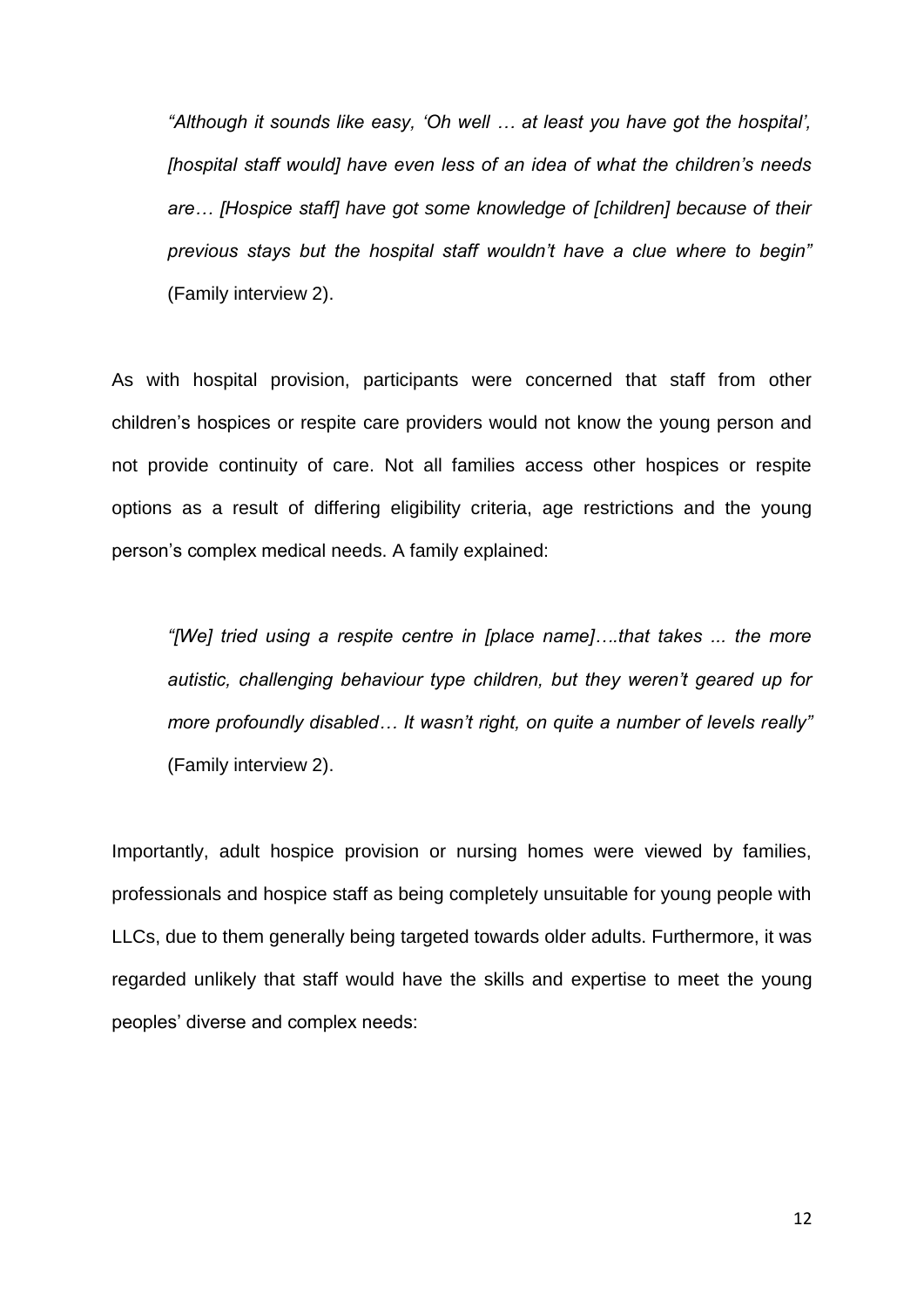*"Although it sounds like easy, 'Oh well … at least you have got the hospital', [hospital staff would] have even less of an idea of what the children's needs are… [Hospice staff] have got some knowledge of [children] because of their previous stays but the hospital staff wouldn't have a clue where to begin"* (Family interview 2).

As with hospital provision, participants were concerned that staff from other children's hospices or respite care providers would not know the young person and not provide continuity of care. Not all families access other hospices or respite options as a result of differing eligibility criteria, age restrictions and the young person's complex medical needs. A family explained:

*"[We] tried using a respite centre in [place name]….that takes ... the more autistic, challenging behaviour type children, but they weren't geared up for more profoundly disabled… It wasn't right, on quite a number of levels really"* (Family interview 2).

Importantly, adult hospice provision or nursing homes were viewed by families, professionals and hospice staff as being completely unsuitable for young people with LLCs, due to them generally being targeted towards older adults. Furthermore, it was regarded unlikely that staff would have the skills and expertise to meet the young peoples' diverse and complex needs: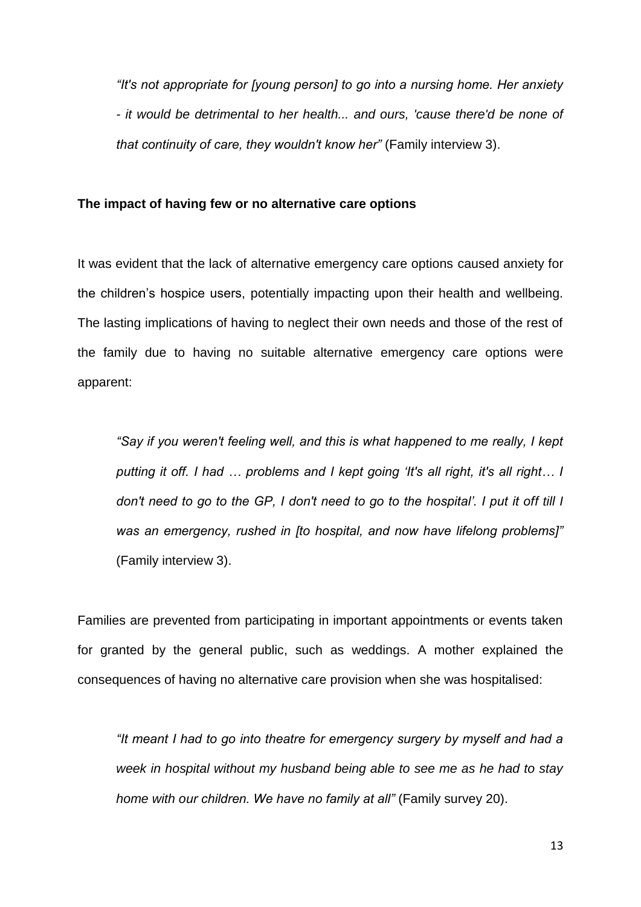> *"It's not appropriate for [young person] to go into a nursing home. Her anxiety - it would be detrimental to her health... and ours, 'cause there'd be none of that continuity of care, they wouldn't know her"* (Family interview 3).

**The impact of having few or no alternative care options**

It was evident that the lack of alternative emergency care options caused anxiety for the children's hospice users, potentially impacting upon their health and wellbeing. The lasting implications of having to neglect their own needs and those of the rest of the family due to having no suitable alternative emergency care options were apparent:

> *"Say if you weren't feeling well, and this is what happened to me really, I kept putting it off. I had … problems and I kept going 'It's all right, it's all right… I don't need to go to the GP, I don't need to go to the hospital'. I put it off till I was an emergency, rushed in [to hospital, and now have lifelong problems]"* (Family interview 3).

Families are prevented from participating in important appointments or events taken for granted by the general public, such as weddings. A mother explained the consequences of having no alternative care provision when she was hospitalised:

> *"It meant I had to go into theatre for emergency surgery by myself and had a week in hospital without my husband being able to see me as he had to stay home with our children. We have no family at all"* (Family survey 20).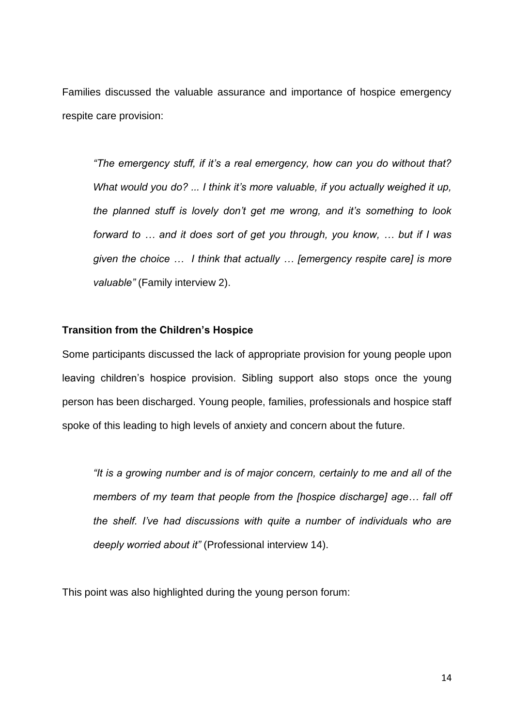Families discussed the valuable assurance and importance of hospice emergency respite care provision:

> *"The emergency stuff, if it's a real emergency, how can you do without that? What would you do? ... I think it's more valuable, if you actually weighed it up, the planned stuff is lovely don't get me wrong, and it's something to look forward to … and it does sort of get you through, you know, … but if I was given the choice … I think that actually … [emergency respite care] is more valuable"* (Family interview 2).

**Transition from the Children's Hospice**

Some participants discussed the lack of appropriate provision for young people upon leaving children's hospice provision. Sibling support also stops once the young person has been discharged. Young people, families, professionals and hospice staff spoke of this leading to high levels of anxiety and concern about the future.

> *"It is a growing number and is of major concern, certainly to me and all of the members of my team that people from the [hospice discharge] age… fall off the shelf. I've had discussions with quite a number of individuals who are deeply worried about it"* (Professional interview 14).

This point was also highlighted during the young person forum: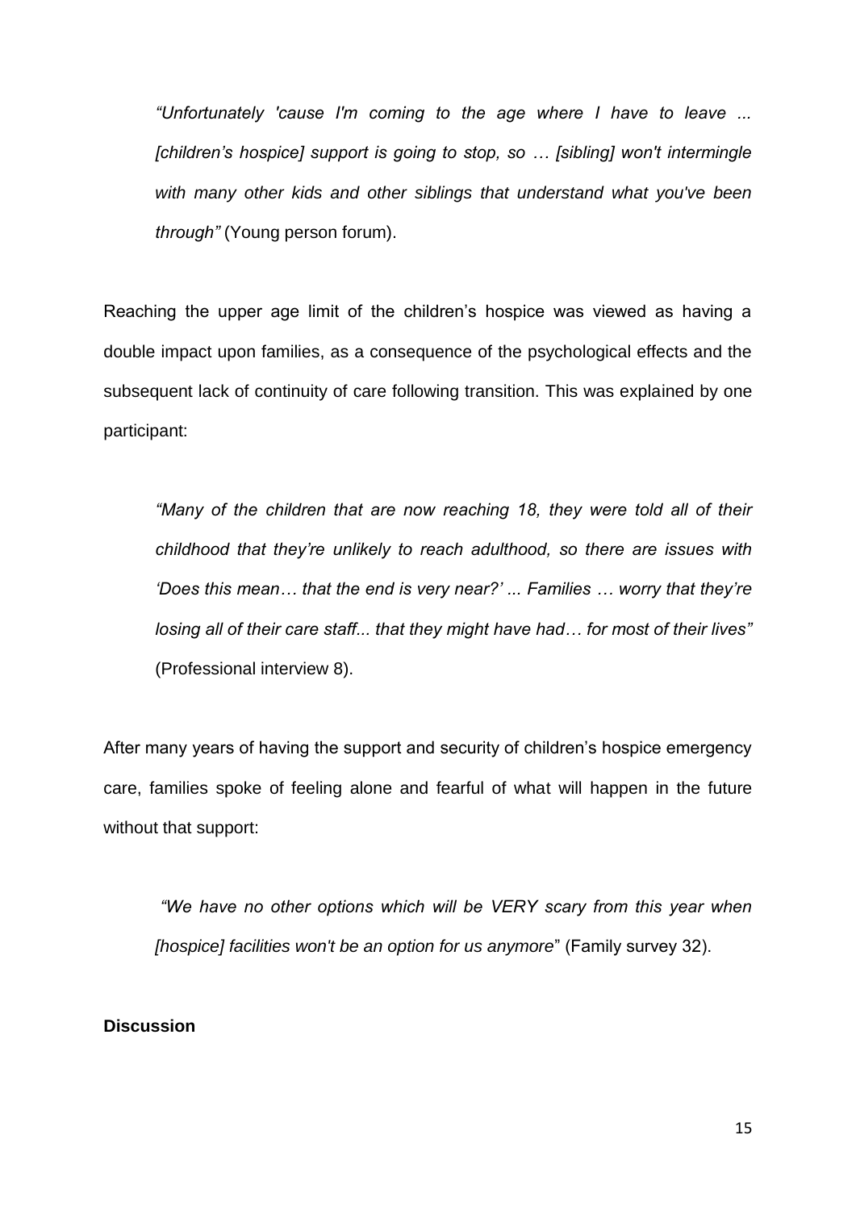> *"Unfortunately 'cause I'm coming to the age where I have to leave ... [children's hospice] support is going to stop, so … [sibling] won't intermingle with many other kids and other siblings that understand what you've been through"* (Young person forum).

Reaching the upper age limit of the children's hospice was viewed as having a double impact upon families, as a consequence of the psychological effects and the subsequent lack of continuity of care following transition. This was explained by one participant:

> *"Many of the children that are now reaching 18, they were told all of their childhood that they're unlikely to reach adulthood, so there are issues with 'Does this mean… that the end is very near?' ... Families … worry that they're losing all of their care staff... that they might have had… for most of their lives"* (Professional interview 8).

After many years of having the support and security of children's hospice emergency care, families spoke of feeling alone and fearful of what will happen in the future without that support:

> *"We have no other options which will be VERY scary from this year when [hospice] facilities won't be an option for us anymore"* (Family survey 32).

**Discussion**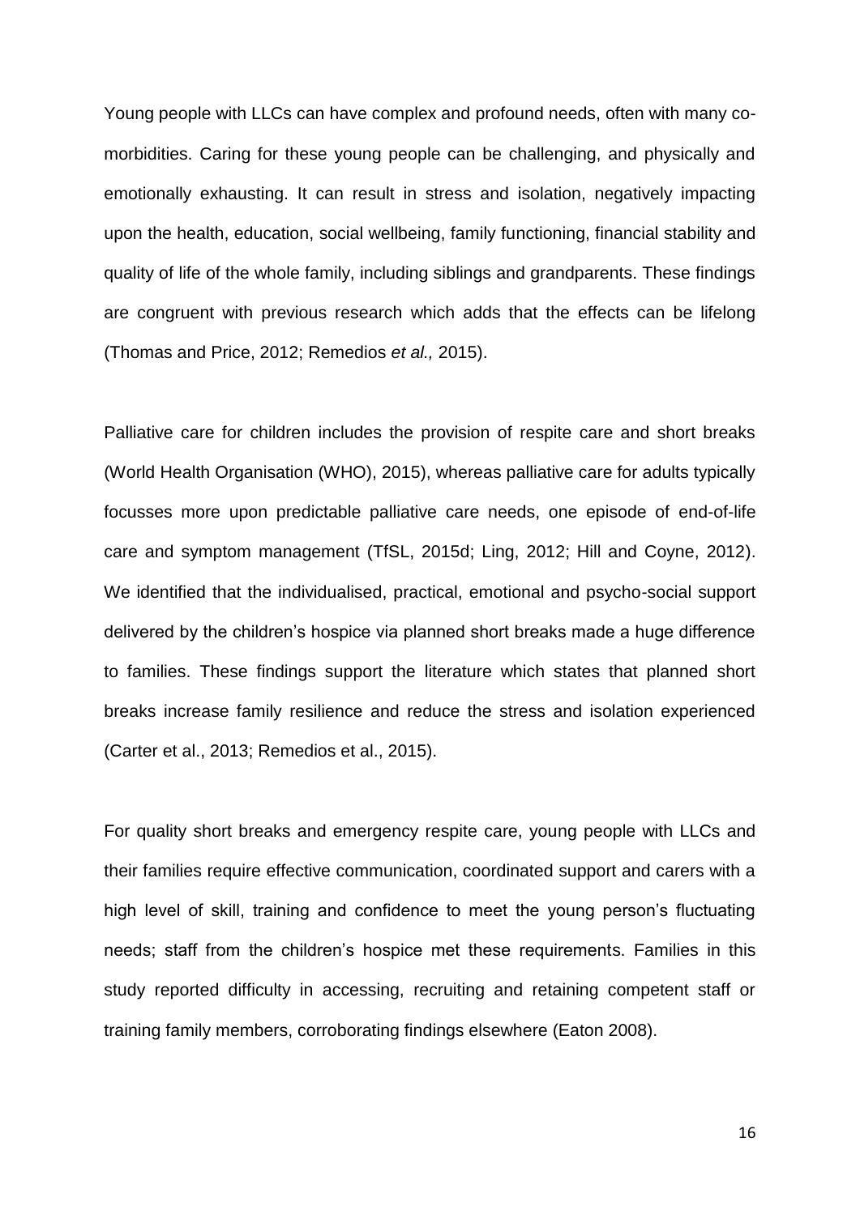Young people with LLCs can have complex and profound needs, often with many co-morbidities. Caring for these young people can be challenging, and physically and emotionally exhausting. It can result in stress and isolation, negatively impacting upon the health, education, social wellbeing, family functioning, financial stability and quality of life of the whole family, including siblings and grandparents. These findings are congruent with previous research which adds that the effects can be lifelong (Thomas and Price, 2012; Remedios *et al.,* 2015).

Palliative care for children includes the provision of respite care and short breaks (World Health Organisation (WHO), 2015), whereas palliative care for adults typically focusses more upon predictable palliative care needs, one episode of end-of-life care and symptom management (TfSL, 2015d; Ling, 2012; Hill and Coyne, 2012). We identified that the individualised, practical, emotional and psycho-social support delivered by the children's hospice via planned short breaks made a huge difference to families. These findings support the literature which states that planned short breaks increase family resilience and reduce the stress and isolation experienced (Carter et al., 2013; Remedios et al., 2015).

For quality short breaks and emergency respite care, young people with LLCs and their families require effective communication, coordinated support and carers with a high level of skill, training and confidence to meet the young person's fluctuating needs; staff from the children's hospice met these requirements. Families in this study reported difficulty in accessing, recruiting and retaining competent staff or training family members, corroborating findings elsewhere (Eaton 2008).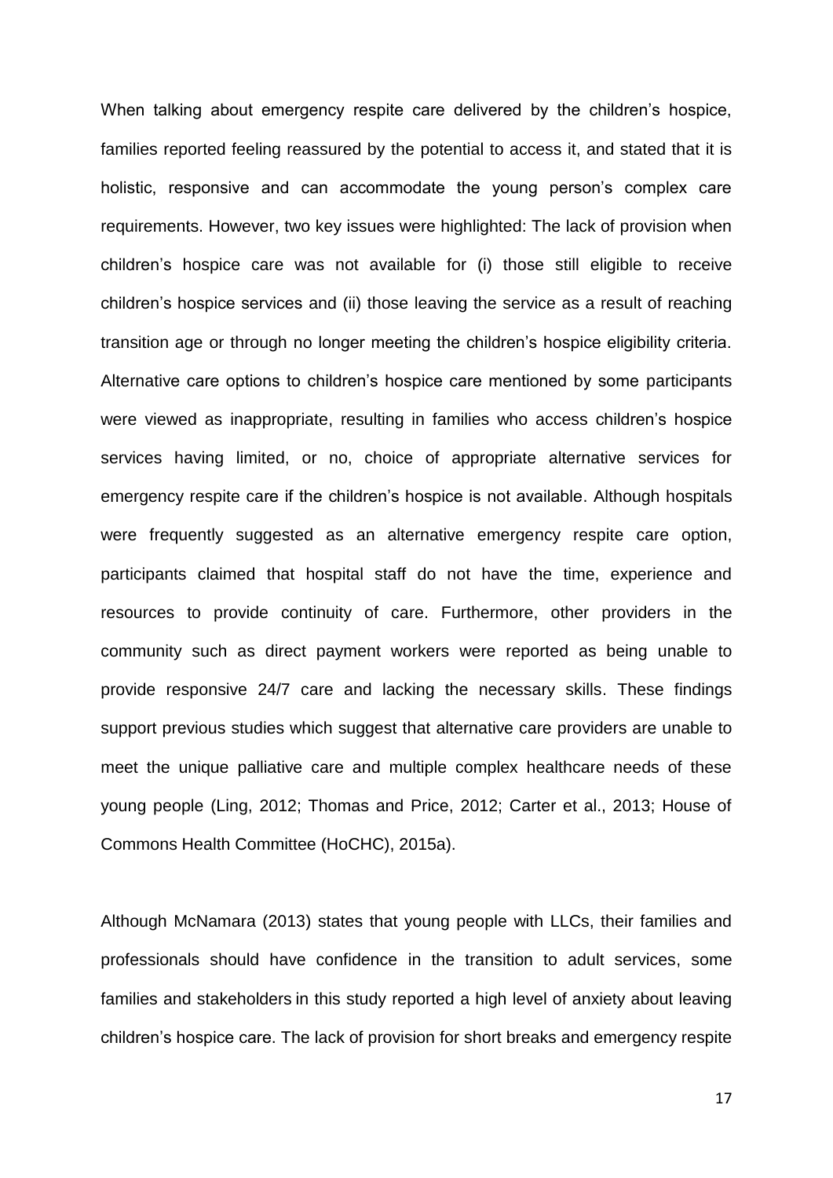When talking about emergency respite care delivered by the children's hospice, families reported feeling reassured by the potential to access it, and stated that it is holistic, responsive and can accommodate the young person's complex care requirements. However, two key issues were highlighted: The lack of provision when children's hospice care was not available for (i) those still eligible to receive children's hospice services and (ii) those leaving the service as a result of reaching transition age or through no longer meeting the children's hospice eligibility criteria. Alternative care options to children's hospice care mentioned by some participants were viewed as inappropriate, resulting in families who access children's hospice services having limited, or no, choice of appropriate alternative services for emergency respite care if the children's hospice is not available. Although hospitals were frequently suggested as an alternative emergency respite care option, participants claimed that hospital staff do not have the time, experience and resources to provide continuity of care. Furthermore, other providers in the community such as direct payment workers were reported as being unable to provide responsive 24/7 care and lacking the necessary skills. These findings support previous studies which suggest that alternative care providers are unable to meet the unique palliative care and multiple complex healthcare needs of these young people (Ling, 2012; Thomas and Price, 2012; Carter et al., 2013; House of Commons Health Committee (HoCHC), 2015a).

Although McNamara (2013) states that young people with LLCs, their families and professionals should have confidence in the transition to adult services, some families and stakeholders in this study reported a high level of anxiety about leaving children's hospice care. The lack of provision for short breaks and emergency respite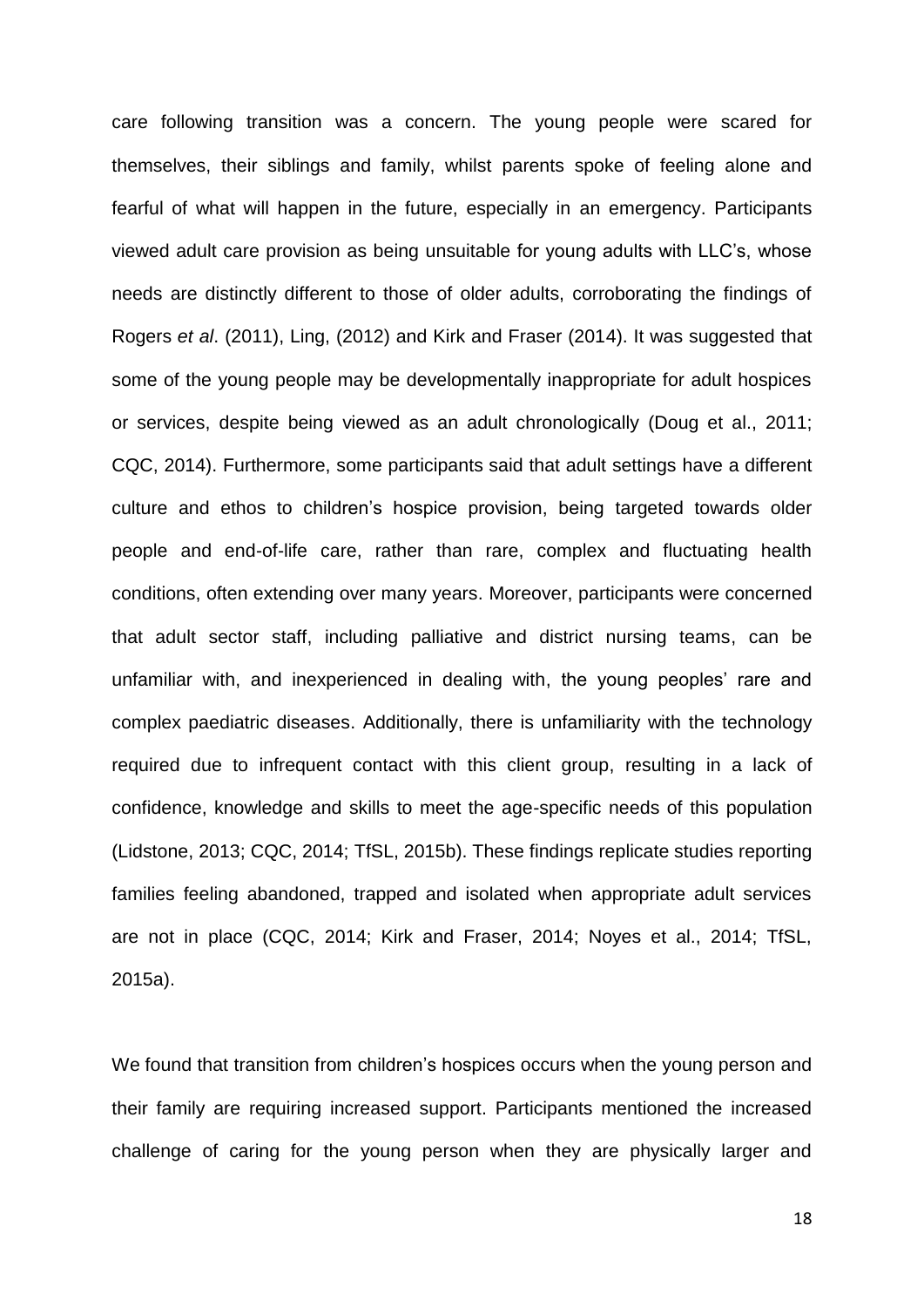care following transition was a concern. The young people were scared for themselves, their siblings and family, whilst parents spoke of feeling alone and fearful of what will happen in the future, especially in an emergency. Participants viewed adult care provision as being unsuitable for young adults with LLC's, whose needs are distinctly different to those of older adults, corroborating the findings of Rogers *et al*. (2011), Ling, (2012) and Kirk and Fraser (2014). It was suggested that some of the young people may be developmentally inappropriate for adult hospices or services, despite being viewed as an adult chronologically (Doug et al., 2011; CQC, 2014). Furthermore, some participants said that adult settings have a different culture and ethos to children's hospice provision, being targeted towards older people and end-of-life care, rather than rare, complex and fluctuating health conditions, often extending over many years. Moreover, participants were concerned that adult sector staff, including palliative and district nursing teams, can be unfamiliar with, and inexperienced in dealing with, the young peoples' rare and complex paediatric diseases. Additionally, there is unfamiliarity with the technology required due to infrequent contact with this client group, resulting in a lack of confidence, knowledge and skills to meet the age-specific needs of this population (Lidstone, 2013; CQC, 2014; TfSL, 2015b). These findings replicate studies reporting families feeling abandoned, trapped and isolated when appropriate adult services are not in place (CQC, 2014; Kirk and Fraser, 2014; Noyes et al., 2014; TfSL, 2015a).

We found that transition from children's hospices occurs when the young person and their family are requiring increased support. Participants mentioned the increased challenge of caring for the young person when they are physically larger and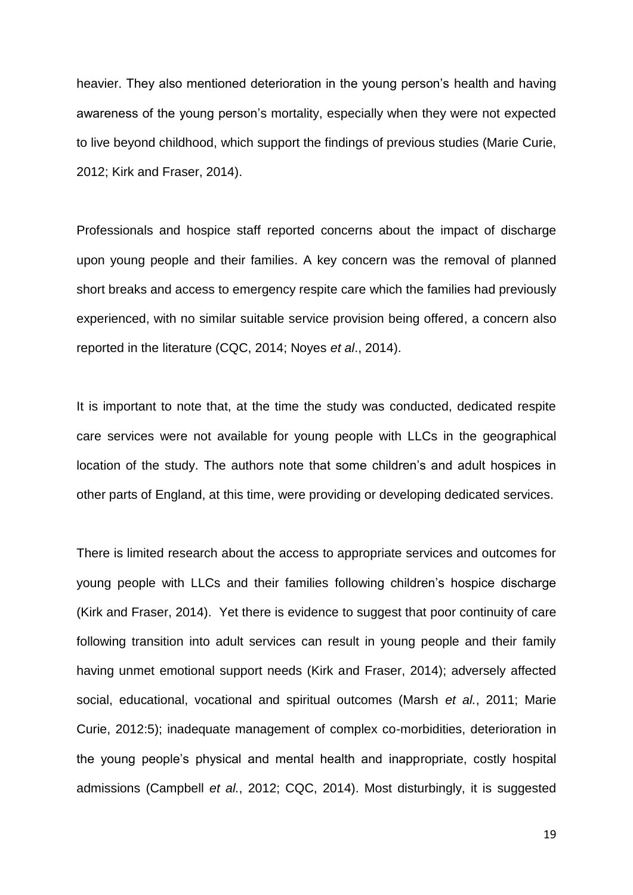heavier. They also mentioned deterioration in the young person's health and having awareness of the young person's mortality, especially when they were not expected to live beyond childhood, which support the findings of previous studies (Marie Curie, 2012; Kirk and Fraser, 2014).

Professionals and hospice staff reported concerns about the impact of discharge upon young people and their families. A key concern was the removal of planned short breaks and access to emergency respite care which the families had previously experienced, with no similar suitable service provision being offered, a concern also reported in the literature (CQC, 2014; Noyes *et al*., 2014).

It is important to note that, at the time the study was conducted, dedicated respite care services were not available for young people with LLCs in the geographical location of the study. The authors note that some children's and adult hospices in other parts of England, at this time, were providing or developing dedicated services.

There is limited research about the access to appropriate services and outcomes for young people with LLCs and their families following children's hospice discharge (Kirk and Fraser, 2014). Yet there is evidence to suggest that poor continuity of care following transition into adult services can result in young people and their family having unmet emotional support needs (Kirk and Fraser, 2014); adversely affected social, educational, vocational and spiritual outcomes (Marsh *et al.*, 2011; Marie Curie, 2012:5); inadequate management of complex co-morbidities, deterioration in the young people's physical and mental health and inappropriate, costly hospital admissions (Campbell *et al.*, 2012; CQC, 2014). Most disturbingly, it is suggested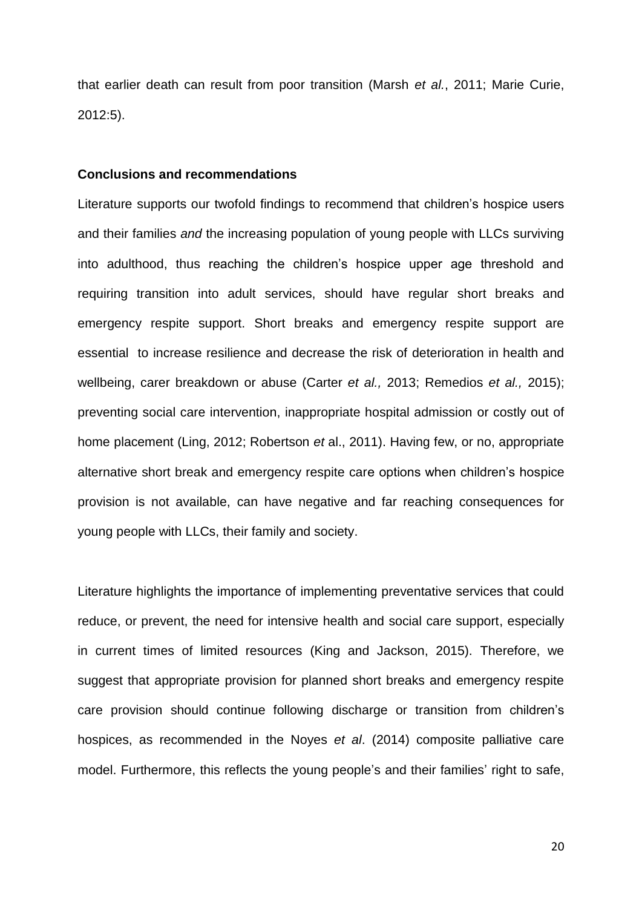that earlier death can result from poor transition (Marsh *et al.*, 2011; Marie Curie, 2012:5).

**Conclusions and recommendations**

Literature supports our twofold findings to recommend that children's hospice users and their families *and* the increasing population of young people with LLCs surviving into adulthood, thus reaching the children's hospice upper age threshold and requiring transition into adult services, should have regular short breaks and emergency respite support. Short breaks and emergency respite support are essential to increase resilience and decrease the risk of deterioration in health and wellbeing, carer breakdown or abuse (Carter *et al.,* 2013; Remedios *et al.,* 2015); preventing social care intervention, inappropriate hospital admission or costly out of home placement (Ling, 2012; Robertson *et* al., 2011). Having few, or no, appropriate alternative short break and emergency respite care options when children's hospice provision is not available, can have negative and far reaching consequences for young people with LLCs, their family and society.

Literature highlights the importance of implementing preventative services that could reduce, or prevent, the need for intensive health and social care support, especially in current times of limited resources (King and Jackson, 2015). Therefore, we suggest that appropriate provision for planned short breaks and emergency respite care provision should continue following discharge or transition from children's hospices, as recommended in the Noyes *et al*. (2014) composite palliative care model. Furthermore, this reflects the young people's and their families' right to safe,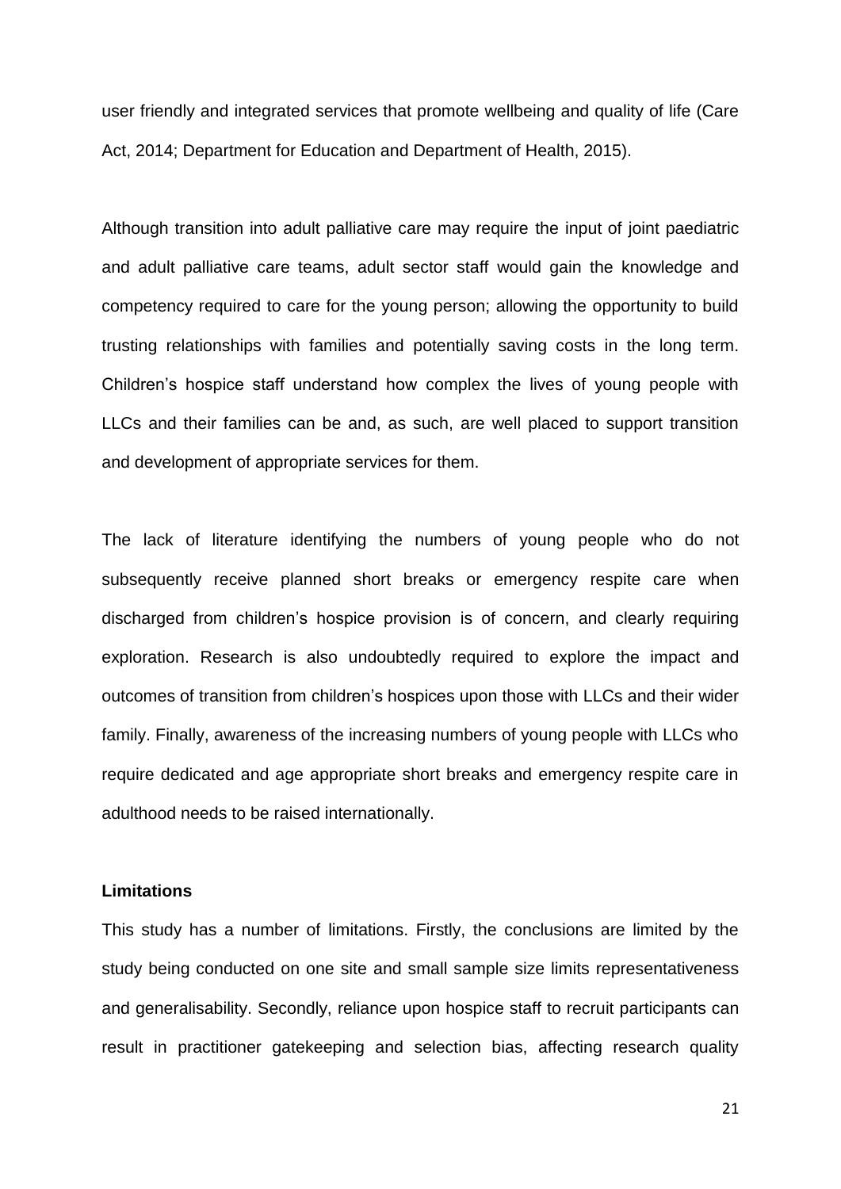user friendly and integrated services that promote wellbeing and quality of life (Care Act, 2014; Department for Education and Department of Health, 2015).

Although transition into adult palliative care may require the input of joint paediatric and adult palliative care teams, adult sector staff would gain the knowledge and competency required to care for the young person; allowing the opportunity to build trusting relationships with families and potentially saving costs in the long term. Children's hospice staff understand how complex the lives of young people with LLCs and their families can be and, as such, are well placed to support transition and development of appropriate services for them.

The lack of literature identifying the numbers of young people who do not subsequently receive planned short breaks or emergency respite care when discharged from children's hospice provision is of concern, and clearly requiring exploration. Research is also undoubtedly required to explore the impact and outcomes of transition from children's hospices upon those with LLCs and their wider family. Finally, awareness of the increasing numbers of young people with LLCs who require dedicated and age appropriate short breaks and emergency respite care in adulthood needs to be raised internationally.

**Limitations**

This study has a number of limitations. Firstly, the conclusions are limited by the study being conducted on one site and small sample size limits representativeness and generalisability. Secondly, reliance upon hospice staff to recruit participants can result in practitioner gatekeeping and selection bias, affecting research quality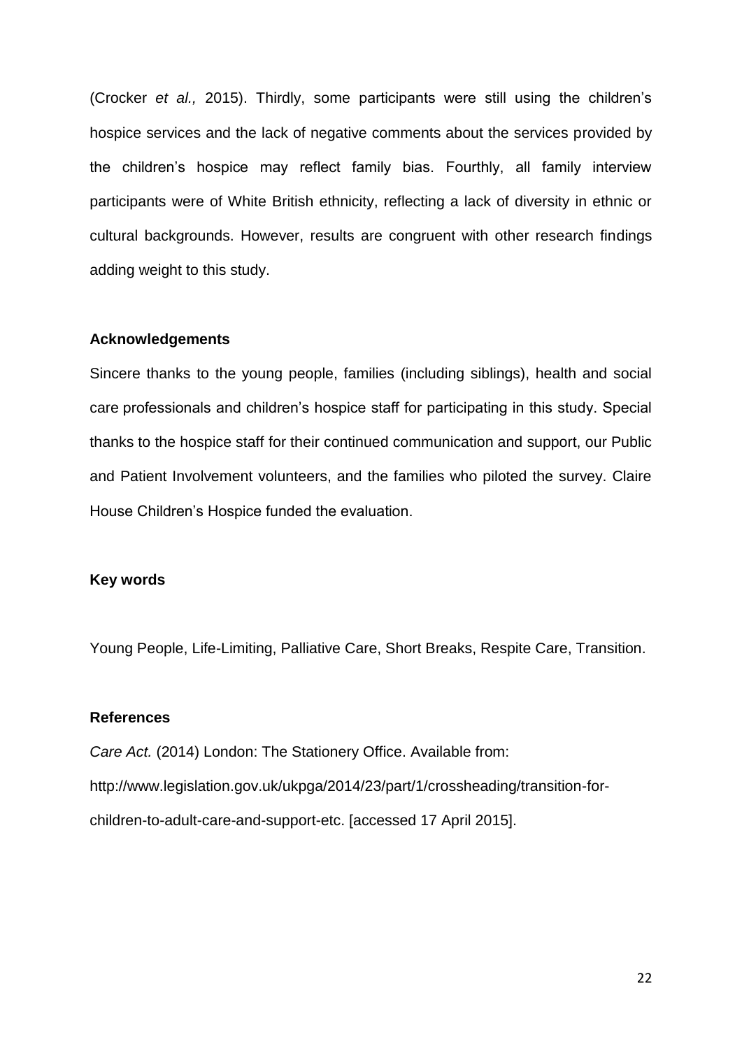(Crocker *et al.,* 2015). Thirdly, some participants were still using the children's hospice services and the lack of negative comments about the services provided by the children's hospice may reflect family bias. Fourthly, all family interview participants were of White British ethnicity, reflecting a lack of diversity in ethnic or cultural backgrounds. However, results are congruent with other research findings adding weight to this study.

**Acknowledgements**

Sincere thanks to the young people, families (including siblings), health and social care professionals and children's hospice staff for participating in this study. Special thanks to the hospice staff for their continued communication and support, our Public and Patient Involvement volunteers, and the families who piloted the survey. Claire House Children's Hospice funded the evaluation.

**Key words**

Young People, Life-Limiting, Palliative Care, Short Breaks, Respite Care, Transition.

**References**

*Care Act.* (2014) London: The Stationery Office. Available from: http://www.legislation.gov.uk/ukpga/2014/23/part/1/crossheading/transition-for-children-to-adult-care-and-support-etc. [accessed 17 April 2015].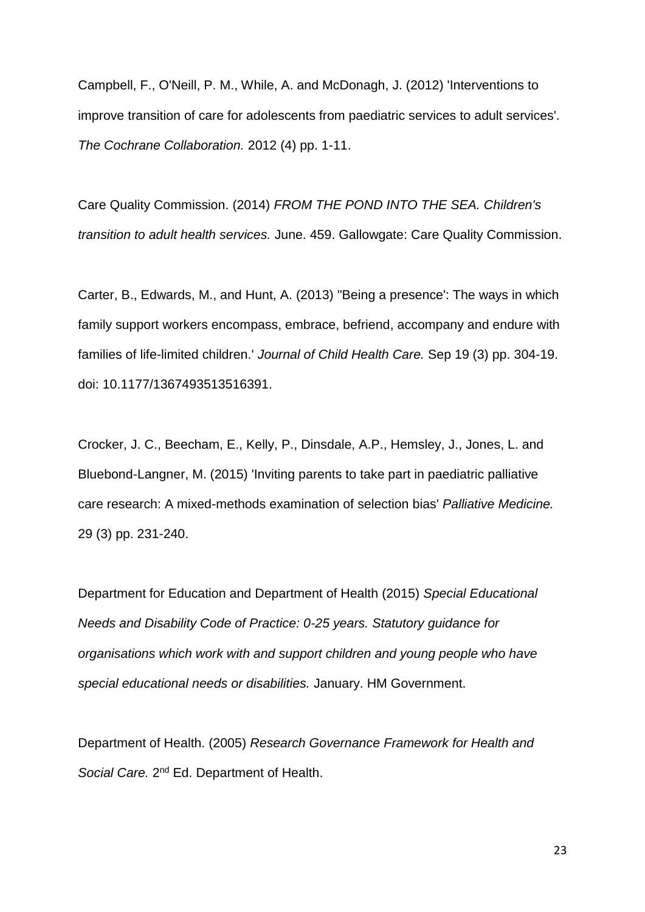Campbell, F., O'Neill, P. M., While, A. and McDonagh, J. (2012) 'Interventions to improve transition of care for adolescents from paediatric services to adult services'. *The Cochrane Collaboration.* 2012 (4) pp. 1-11.

Care Quality Commission. (2014) *FROM THE POND INTO THE SEA. Children's transition to adult health services.* June. 459. Gallowgate: Care Quality Commission.

Carter, B., Edwards, M., and Hunt, A. (2013) ''Being a presence': The ways in which family support workers encompass, embrace, befriend, accompany and endure with families of life-limited children.' *Journal of Child Health Care.* Sep 19 (3) pp. 304-19. doi: 10.1177/1367493513516391.

Crocker, J. C., Beecham, E., Kelly, P., Dinsdale, A.P., Hemsley, J., Jones, L. and Bluebond-Langner, M. (2015) 'Inviting parents to take part in paediatric palliative care research: A mixed-methods examination of selection bias' *Palliative Medicine.* 29 (3) pp. 231-240.

Department for Education and Department of Health (2015) *Special Educational Needs and Disability Code of Practice: 0-25 years. Statutory guidance for organisations which work with and support children and young people who have special educational needs or disabilities.* January. HM Government.

Department of Health. (2005) *Research Governance Framework for Health and Social Care.* 2nd Ed. Department of Health.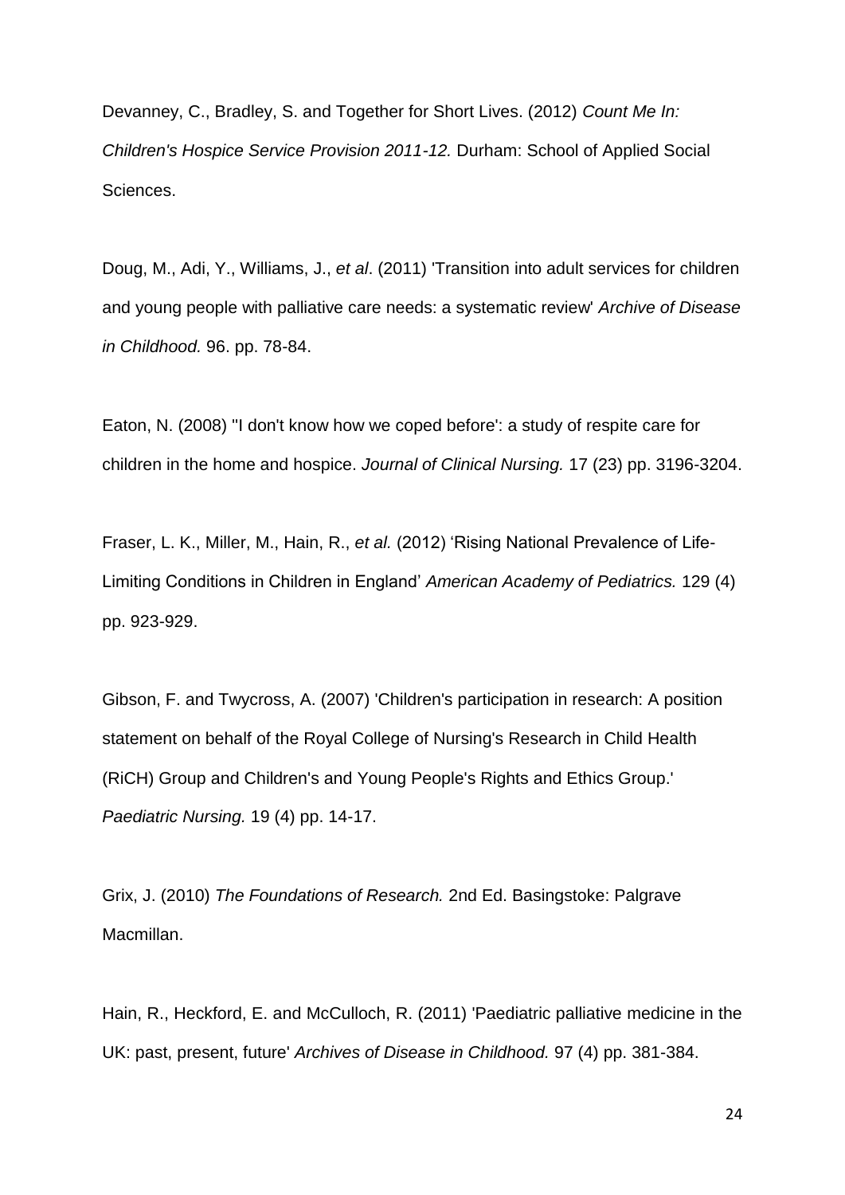Devanney, C., Bradley, S. and Together for Short Lives. (2012) *Count Me In: Children's Hospice Service Provision 2011-12.* Durham: School of Applied Social Sciences.

Doug, M., Adi, Y., Williams, J., *et al*. (2011) 'Transition into adult services for children and young people with palliative care needs: a systematic review' *Archive of Disease in Childhood.* 96. pp. 78-84.

Eaton, N. (2008) ''I don't know how we coped before': a study of respite care for children in the home and hospice. *Journal of Clinical Nursing.* 17 (23) pp. 3196-3204.

Fraser, L. K., Miller, M., Hain, R., *et al.* (2012) 'Rising National Prevalence of Life-Limiting Conditions in Children in England' *American Academy of Pediatrics.* 129 (4) pp. 923-929.

Gibson, F. and Twycross, A. (2007) 'Children's participation in research: A position statement on behalf of the Royal College of Nursing's Research in Child Health (RiCH) Group and Children's and Young People's Rights and Ethics Group.' *Paediatric Nursing.* 19 (4) pp. 14-17.

Grix, J. (2010) *The Foundations of Research.* 2nd Ed. Basingstoke: Palgrave Macmillan.

Hain, R., Heckford, E. and McCulloch, R. (2011) 'Paediatric palliative medicine in the UK: past, present, future' *Archives of Disease in Childhood.* 97 (4) pp. 381-384.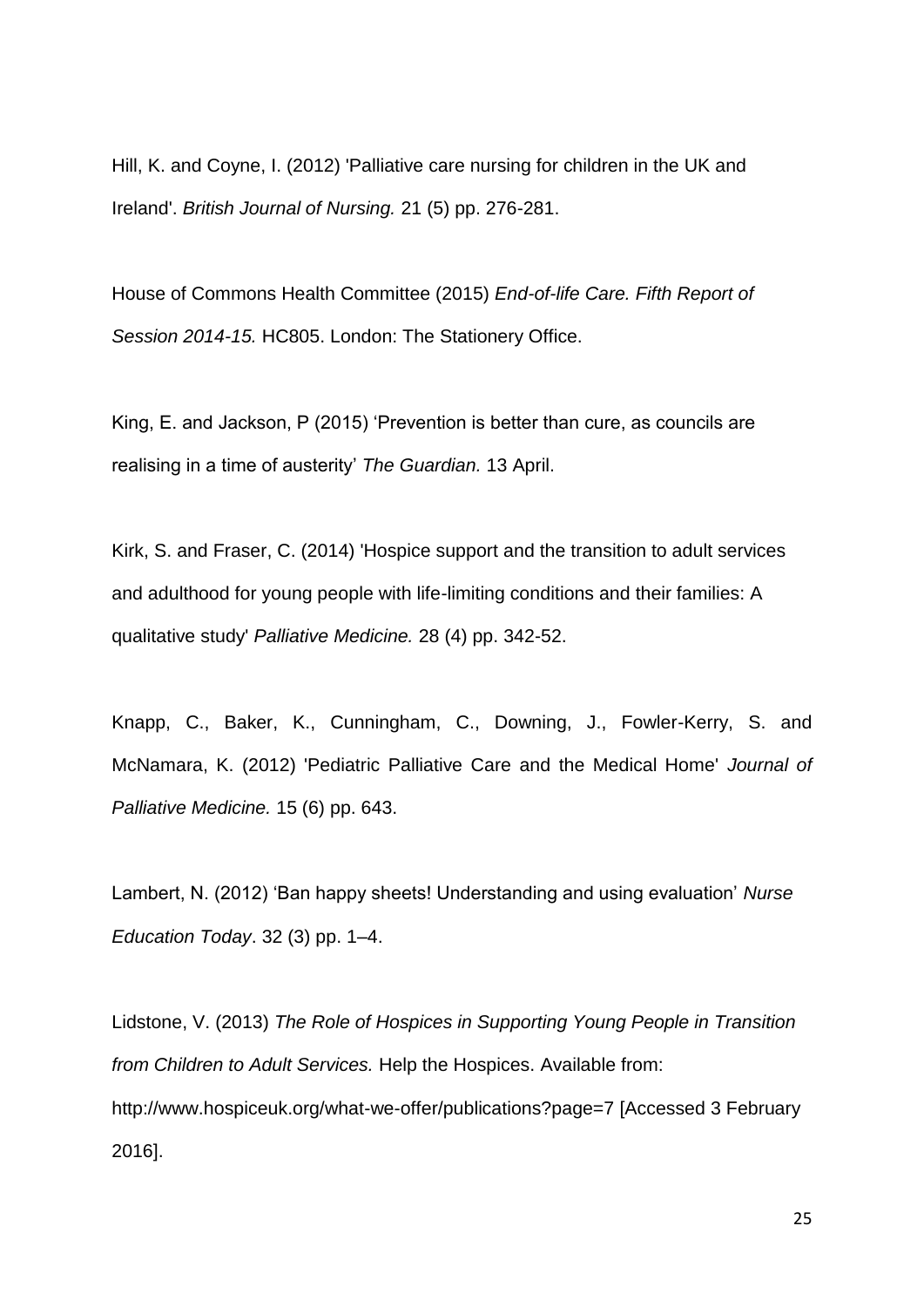Hill, K. and Coyne, I. (2012) 'Palliative care nursing for children in the UK and Ireland'. *British Journal of Nursing.* 21 (5) pp. 276-281.

House of Commons Health Committee (2015) *End-of-life Care. Fifth Report of Session 2014-15.* HC805. London: The Stationery Office.

King, E. and Jackson, P (2015) 'Prevention is better than cure, as councils are realising in a time of austerity' *The Guardian.* 13 April.

Kirk, S. and Fraser, C. (2014) 'Hospice support and the transition to adult services and adulthood for young people with life-limiting conditions and their families: A qualitative study' *Palliative Medicine.* 28 (4) pp. 342-52.

Knapp, C., Baker, K., Cunningham, C., Downing, J., Fowler-Kerry, S. and McNamara, K. (2012) 'Pediatric Palliative Care and the Medical Home' *Journal of Palliative Medicine.* 15 (6) pp. 643.

Lambert, N. (2012) 'Ban happy sheets! Understanding and using evaluation' *Nurse Education Today*. 32 (3) pp. 1–4.

Lidstone, V. (2013) *The Role of Hospices in Supporting Young People in Transition from Children to Adult Services.* Help the Hospices. Available from: http://www.hospiceuk.org/what-we-offer/publications?page=7 [Accessed 3 February 2016].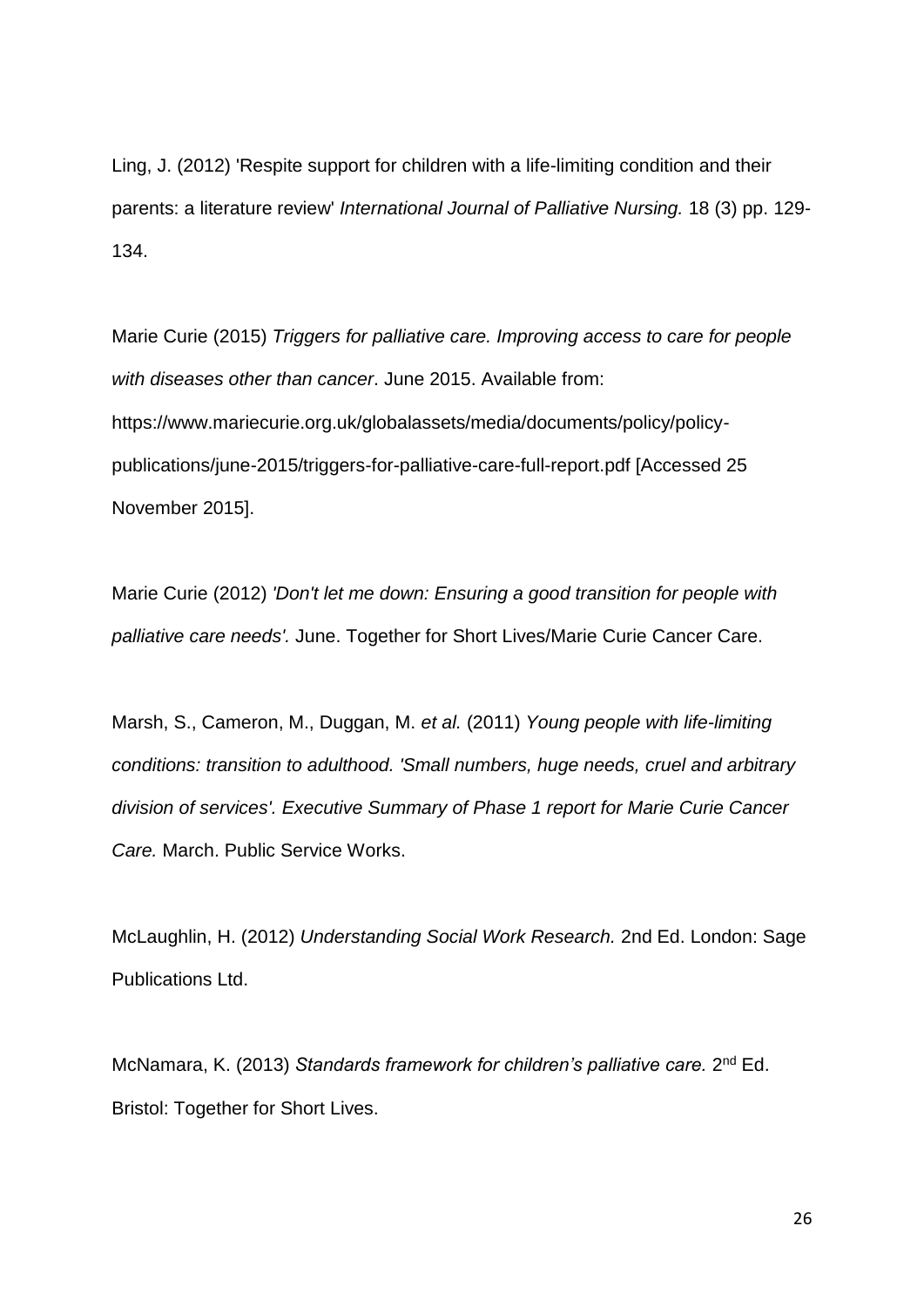Ling, J. (2012) 'Respite support for children with a life-limiting condition and their parents: a literature review' *International Journal of Palliative Nursing.* 18 (3) pp. 129-134.

Marie Curie (2015) *Triggers for palliative care. Improving access to care for people with diseases other than cancer*. June 2015. Available from: https://www.mariecurie.org.uk/globalassets/media/documents/policy/policy-publications/june-2015/triggers-for-palliative-care-full-report.pdf [Accessed 25 November 2015].

Marie Curie (2012) *'Don't let me down: Ensuring a good transition for people with palliative care needs'.* June. Together for Short Lives/Marie Curie Cancer Care.

Marsh, S., Cameron, M., Duggan, M. *et al.* (2011) *Young people with life-limiting conditions: transition to adulthood. 'Small numbers, huge needs, cruel and arbitrary division of services'. Executive Summary of Phase 1 report for Marie Curie Cancer Care.* March. Public Service Works.

McLaughlin, H. (2012) *Understanding Social Work Research.* 2nd Ed. London: Sage Publications Ltd.

McNamara, K. (2013) *Standards framework for children's palliative care.* 2nd Ed. Bristol: Together for Short Lives.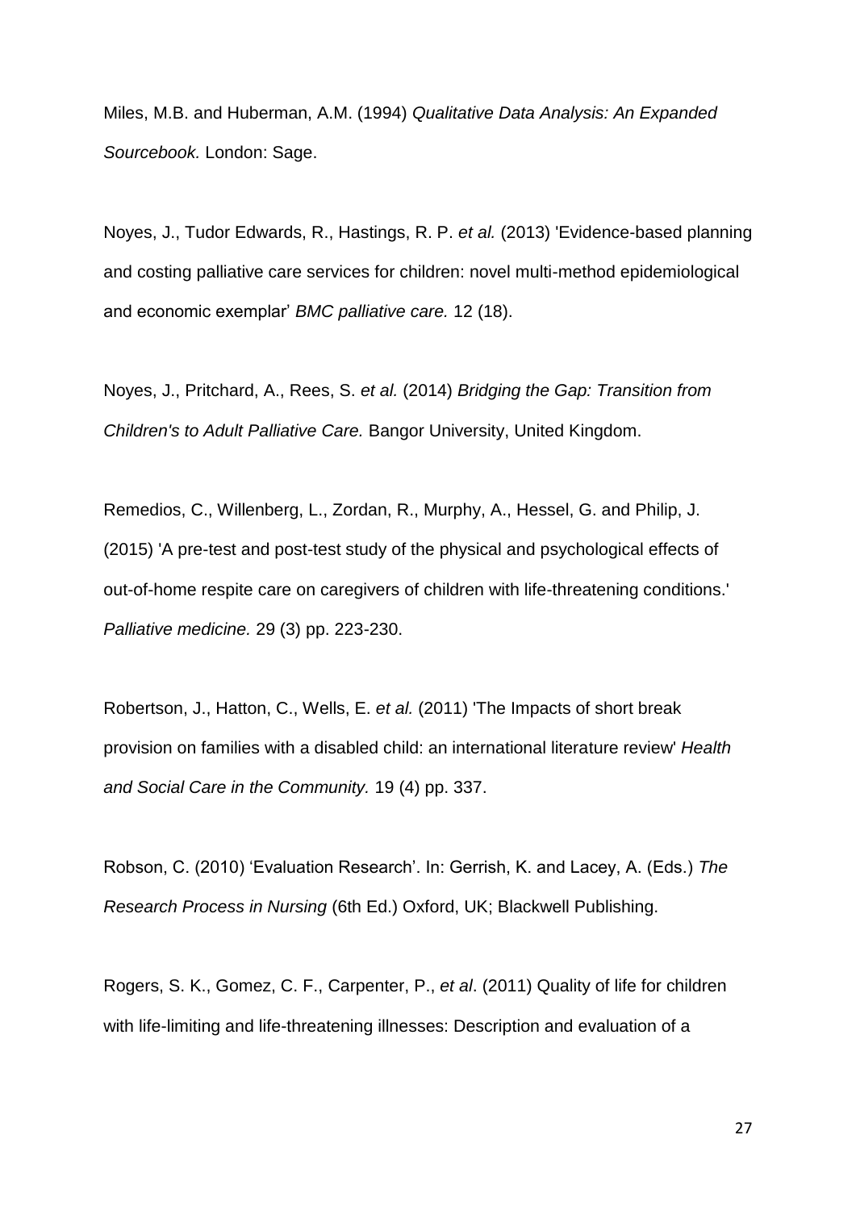Miles, M.B. and Huberman, A.M. (1994) *Qualitative Data Analysis: An Expanded Sourcebook.* London: Sage.

Noyes, J., Tudor Edwards, R., Hastings, R. P. *et al.* (2013) 'Evidence-based planning and costing palliative care services for children: novel multi-method epidemiological and economic exemplar' *BMC palliative care.* 12 (18).

Noyes, J., Pritchard, A., Rees, S. *et al.* (2014) *Bridging the Gap: Transition from Children's to Adult Palliative Care.* Bangor University, United Kingdom.

Remedios, C., Willenberg, L., Zordan, R., Murphy, A., Hessel, G. and Philip, J. (2015) 'A pre-test and post-test study of the physical and psychological effects of out-of-home respite care on caregivers of children with life-threatening conditions.' *Palliative medicine.* 29 (3) pp. 223-230.

Robertson, J., Hatton, C., Wells, E. *et al.* (2011) 'The Impacts of short break provision on families with a disabled child: an international literature review' *Health and Social Care in the Community.* 19 (4) pp. 337.

Robson, C. (2010) 'Evaluation Research'. In: Gerrish, K. and Lacey, A. (Eds.) *The Research Process in Nursing* (6th Ed.) Oxford, UK; Blackwell Publishing.

Rogers, S. K., Gomez, C. F., Carpenter, P., *et al*. (2011) Quality of life for children with life-limiting and life-threatening illnesses: Description and evaluation of a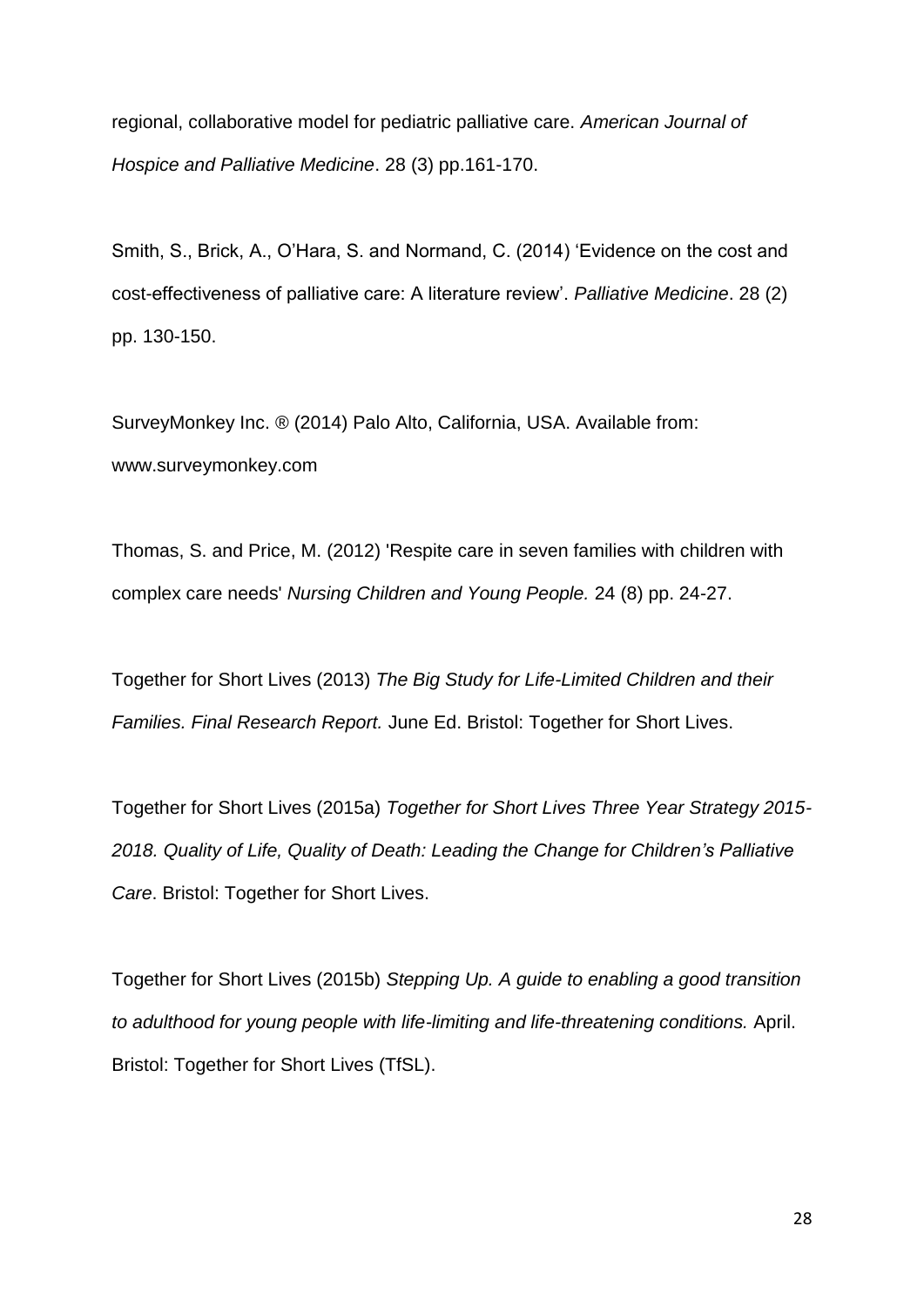regional, collaborative model for pediatric palliative care. *American Journal of Hospice and Palliative Medicine*. 28 (3) pp.161-170.

Smith, S., Brick, A., O'Hara, S. and Normand, C. (2014) 'Evidence on the cost and cost-effectiveness of palliative care: A literature review'. *Palliative Medicine*. 28 (2) pp. 130-150.

SurveyMonkey Inc. ® (2014) Palo Alto, California, USA. Available from: www.surveymonkey.com

Thomas, S. and Price, M. (2012) 'Respite care in seven families with children with complex care needs' *Nursing Children and Young People.* 24 (8) pp. 24-27.

Together for Short Lives (2013) *The Big Study for Life-Limited Children and their Families. Final Research Report.* June Ed. Bristol: Together for Short Lives.

Together for Short Lives (2015a) *Together for Short Lives Three Year Strategy 2015-2018. Quality of Life, Quality of Death: Leading the Change for Children's Palliative Care*. Bristol: Together for Short Lives.

Together for Short Lives (2015b) *Stepping Up. A guide to enabling a good transition to adulthood for young people with life-limiting and life-threatening conditions.* April. Bristol: Together for Short Lives (TfSL).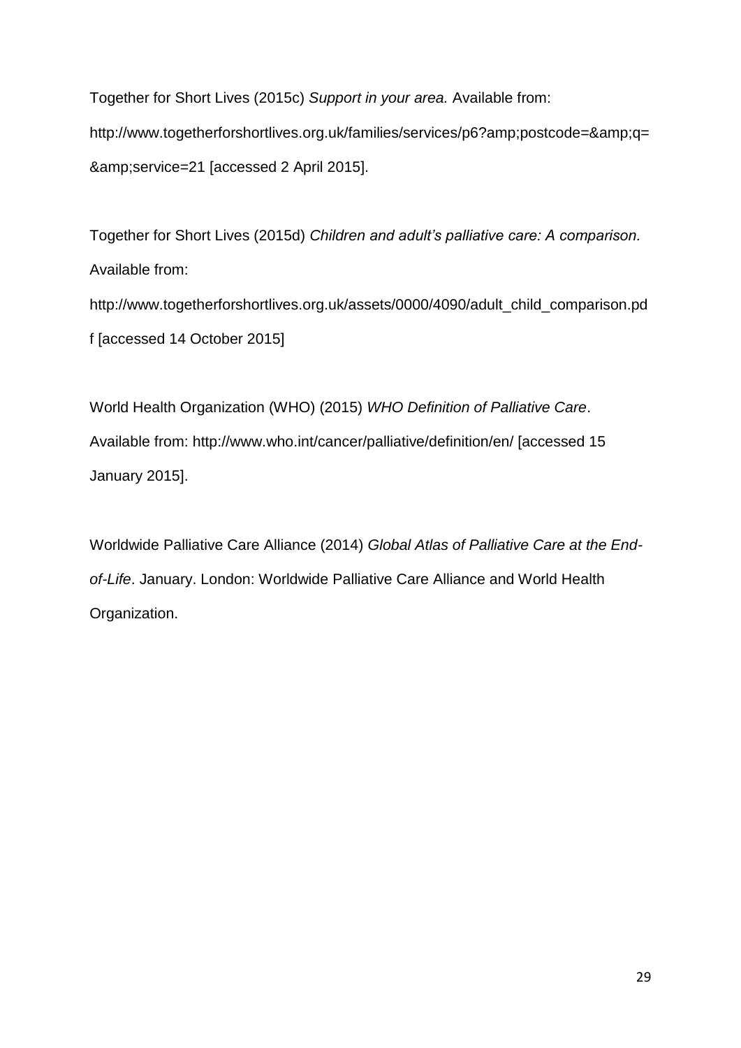Together for Short Lives (2015c) *Support in your area.* Available from: http://www.togetherforshortlives.org.uk/families/services/p6?amp;postcode=&amp;q=&amp;service=21 [accessed 2 April 2015].

Together for Short Lives (2015d) *Children and adult's palliative care: A comparison.* Available from: http://www.togetherforshortlives.org.uk/assets/0000/4090/adult_child_comparison.pdf [accessed 14 October 2015]

World Health Organization (WHO) (2015) *WHO Definition of Palliative Care*. Available from: http://www.who.int/cancer/palliative/definition/en/ [accessed 15 January 2015].

Worldwide Palliative Care Alliance (2014) *Global Atlas of Palliative Care at the End-of-Life*. January. London: Worldwide Palliative Care Alliance and World Health Organization.